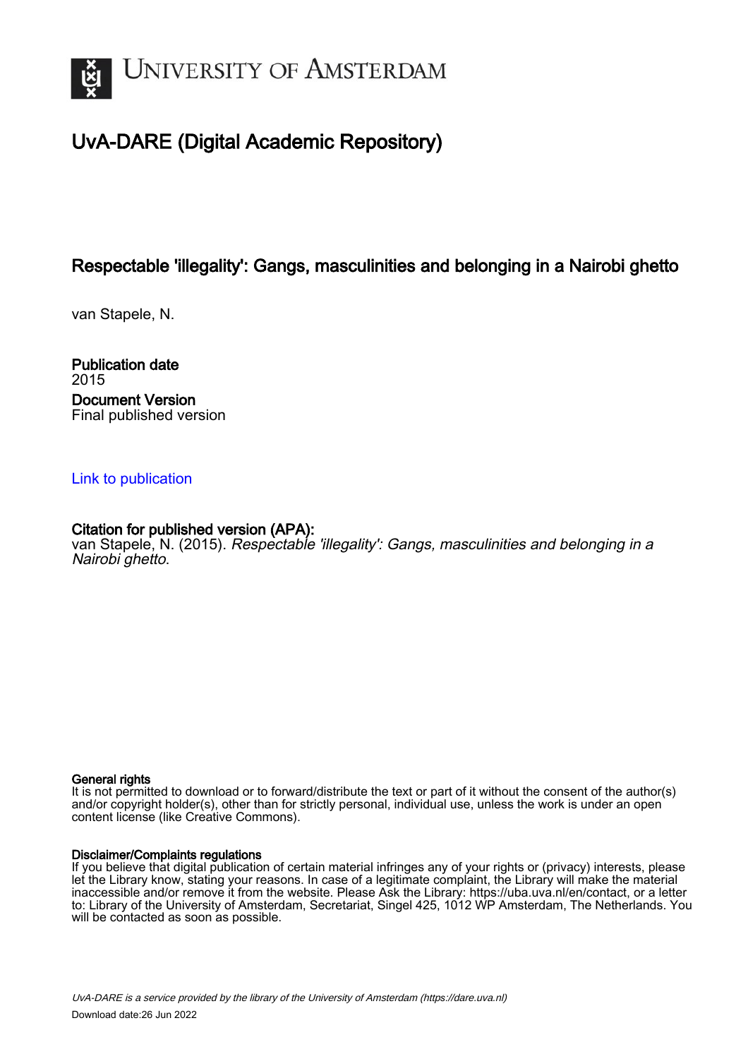UNIVERSITY OF AMSTERDAM

# UvA-DARE (Digital Academic Repository)

## Respectable 'illegality': Gangs, masculinities and belonging in a Nairobi ghetto

van Stapele, N.

**Publication date**
2015

**Document Version**
Final published version

[Link to publication]

**Citation for published version (APA):**
van Stapele, N. (2015). *Respectable 'illegality': Gangs, masculinities and belonging in a Nairobi ghetto*.

**General rights**
It is not permitted to download or to forward/distribute the text or part of it without the consent of the author(s) and/or copyright holder(s), other than for strictly personal, individual use, unless the work is under an open content license (like Creative Commons).

**Disclaimer/Complaints regulations**
If you believe that digital publication of certain material infringes any of your rights or (privacy) interests, please let the Library know, stating your reasons. In case of a legitimate complaint, the Library will make the material inaccessible and/or remove it from the website. Please Ask the Library: https://uba.uva.nl/en/contact, or a letter to: Library of the University of Amsterdam, Secretariat, Singel 425, 1012 WP Amsterdam, The Netherlands. You will be contacted as soon as possible.

*UvA-DARE is a service provided by the library of the University of Amsterdam (https://dare.uva.nl)*

Download date:26 Jun 2022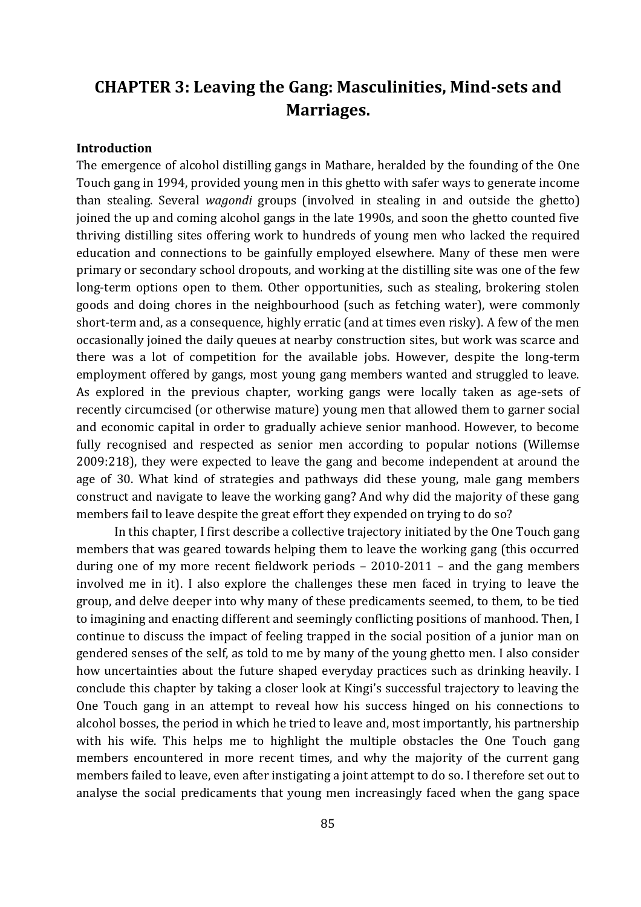# CHAPTER 3: Leaving the Gang: Masculinities, Mind-sets and Marriages.

**Introduction**

The emergence of alcohol distilling gangs in Mathare, heralded by the founding of the One Touch gang in 1994, provided young men in this ghetto with safer ways to generate income than stealing. Several *wagondi* groups (involved in stealing in and outside the ghetto) joined the up and coming alcohol gangs in the late 1990s, and soon the ghetto counted five thriving distilling sites offering work to hundreds of young men who lacked the required education and connections to be gainfully employed elsewhere. Many of these men were primary or secondary school dropouts, and working at the distilling site was one of the few long-term options open to them. Other opportunities, such as stealing, brokering stolen goods and doing chores in the neighbourhood (such as fetching water), were commonly short-term and, as a consequence, highly erratic (and at times even risky). A few of the men occasionally joined the daily queues at nearby construction sites, but work was scarce and there was a lot of competition for the available jobs. However, despite the long-term employment offered by gangs, most young gang members wanted and struggled to leave. As explored in the previous chapter, working gangs were locally taken as age-sets of recently circumcised (or otherwise mature) young men that allowed them to garner social and economic capital in order to gradually achieve senior manhood. However, to become fully recognised and respected as senior men according to popular notions (Willemse 2009:218), they were expected to leave the gang and become independent at around the age of 30. What kind of strategies and pathways did these young, male gang members construct and navigate to leave the working gang? And why did the majority of these gang members fail to leave despite the great effort they expended on trying to do so?

In this chapter, I first describe a collective trajectory initiated by the One Touch gang members that was geared towards helping them to leave the working gang (this occurred during one of my more recent fieldwork periods – 2010-2011 – and the gang members involved me in it). I also explore the challenges these men faced in trying to leave the group, and delve deeper into why many of these predicaments seemed, to them, to be tied to imagining and enacting different and seemingly conflicting positions of manhood. Then, I continue to discuss the impact of feeling trapped in the social position of a junior man on gendered senses of the self, as told to me by many of the young ghetto men. I also consider how uncertainties about the future shaped everyday practices such as drinking heavily. I conclude this chapter by taking a closer look at Kingi's successful trajectory to leaving the One Touch gang in an attempt to reveal how his success hinged on his connections to alcohol bosses, the period in which he tried to leave and, most importantly, his partnership with his wife. This helps me to highlight the multiple obstacles the One Touch gang members encountered in more recent times, and why the majority of the current gang members failed to leave, even after instigating a joint attempt to do so. I therefore set out to analyse the social predicaments that young men increasingly faced when the gang space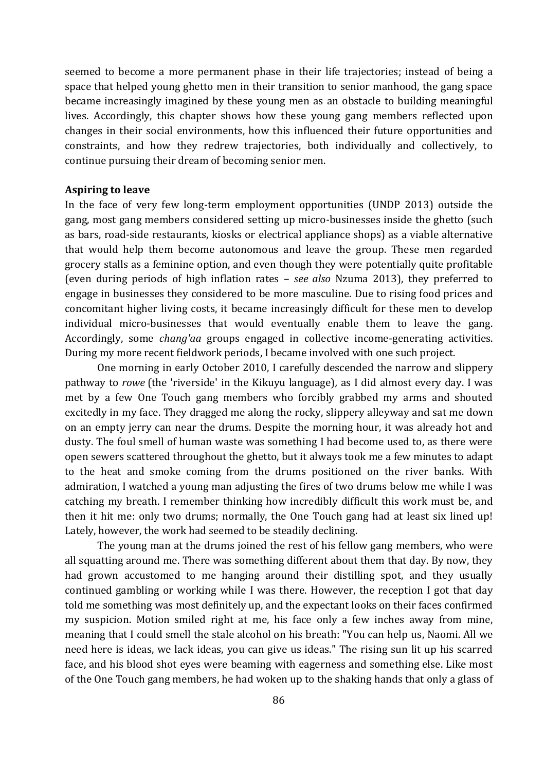seemed to become a more permanent phase in their life trajectories; instead of being a space that helped young ghetto men in their transition to senior manhood, the gang space became increasingly imagined by these young men as an obstacle to building meaningful lives. Accordingly, this chapter shows how these young gang members reflected upon changes in their social environments, how this influenced their future opportunities and constraints, and how they redrew trajectories, both individually and collectively, to continue pursuing their dream of becoming senior men.

**Aspiring to leave**

In the face of very few long-term employment opportunities (UNDP 2013) outside the gang, most gang members considered setting up micro-businesses inside the ghetto (such as bars, road-side restaurants, kiosks or electrical appliance shops) as a viable alternative that would help them become autonomous and leave the group. These men regarded grocery stalls as a feminine option, and even though they were potentially quite profitable (even during periods of high inflation rates – *see also* Nzuma 2013), they preferred to engage in businesses they considered to be more masculine. Due to rising food prices and concomitant higher living costs, it became increasingly difficult for these men to develop individual micro-businesses that would eventually enable them to leave the gang. Accordingly, some *chang'aa* groups engaged in collective income-generating activities. During my more recent fieldwork periods, I became involved with one such project.

One morning in early October 2010, I carefully descended the narrow and slippery pathway to *rowe* (the 'riverside' in the Kikuyu language), as I did almost every day. I was met by a few One Touch gang members who forcibly grabbed my arms and shouted excitedly in my face. They dragged me along the rocky, slippery alleyway and sat me down on an empty jerry can near the drums. Despite the morning hour, it was already hot and dusty. The foul smell of human waste was something I had become used to, as there were open sewers scattered throughout the ghetto, but it always took me a few minutes to adapt to the heat and smoke coming from the drums positioned on the river banks. With admiration, I watched a young man adjusting the fires of two drums below me while I was catching my breath. I remember thinking how incredibly difficult this work must be, and then it hit me: only two drums; normally, the One Touch gang had at least six lined up! Lately, however, the work had seemed to be steadily declining.

The young man at the drums joined the rest of his fellow gang members, who were all squatting around me. There was something different about them that day. By now, they had grown accustomed to me hanging around their distilling spot, and they usually continued gambling or working while I was there. However, the reception I got that day told me something was most definitely up, and the expectant looks on their faces confirmed my suspicion. Motion smiled right at me, his face only a few inches away from mine, meaning that I could smell the stale alcohol on his breath: "You can help us, Naomi. All we need here is ideas, we lack ideas, you can give us ideas." The rising sun lit up his scarred face, and his blood shot eyes were beaming with eagerness and something else. Like most of the One Touch gang members, he had woken up to the shaking hands that only a glass of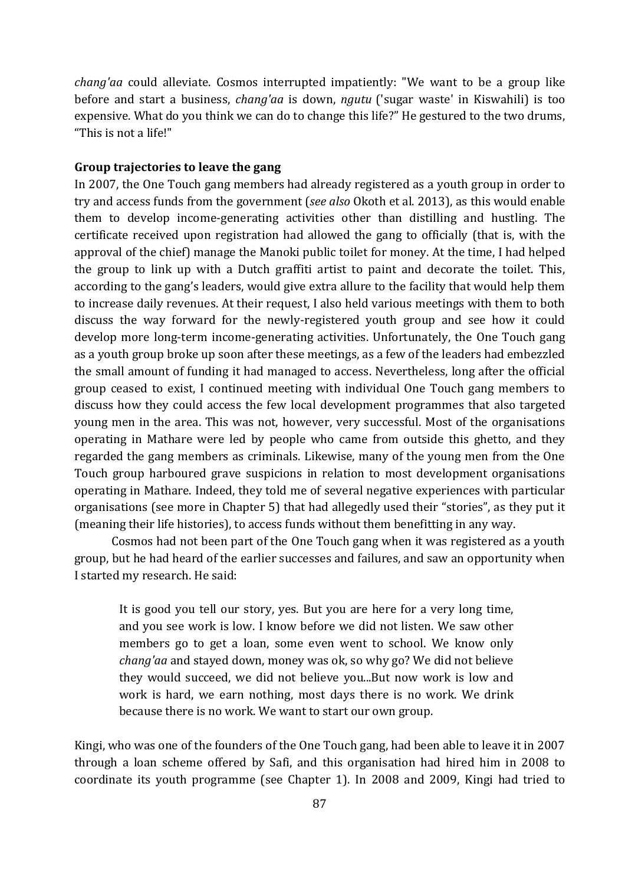*chang'aa* could alleviate. Cosmos interrupted impatiently: "We want to be a group like before and start a business, *chang'aa* is down, *ngutu* ('sugar waste' in Kiswahili) is too expensive. What do you think we can do to change this life?" He gestured to the two drums, "This is not a life!"

**Group trajectories to leave the gang**

In 2007, the One Touch gang members had already registered as a youth group in order to try and access funds from the government (*see also* Okoth et al. 2013), as this would enable them to develop income-generating activities other than distilling and hustling. The certificate received upon registration had allowed the gang to officially (that is, with the approval of the chief) manage the Manoki public toilet for money. At the time, I had helped the group to link up with a Dutch graffiti artist to paint and decorate the toilet. This, according to the gang's leaders, would give extra allure to the facility that would help them to increase daily revenues. At their request, I also held various meetings with them to both discuss the way forward for the newly-registered youth group and see how it could develop more long-term income-generating activities. Unfortunately, the One Touch gang as a youth group broke up soon after these meetings, as a few of the leaders had embezzled the small amount of funding it had managed to access. Nevertheless, long after the official group ceased to exist, I continued meeting with individual One Touch gang members to discuss how they could access the few local development programmes that also targeted young men in the area. This was not, however, very successful. Most of the organisations operating in Mathare were led by people who came from outside this ghetto, and they regarded the gang members as criminals. Likewise, many of the young men from the One Touch group harboured grave suspicions in relation to most development organisations operating in Mathare. Indeed, they told me of several negative experiences with particular organisations (see more in Chapter 5) that had allegedly used their "stories", as they put it (meaning their life histories), to access funds without them benefitting in any way.

Cosmos had not been part of the One Touch gang when it was registered as a youth group, but he had heard of the earlier successes and failures, and saw an opportunity when I started my research. He said:

> It is good you tell our story, yes. But you are here for a very long time, and you see work is low. I know before we did not listen. We saw other members go to get a loan, some even went to school. We know only *chang'aa* and stayed down, money was ok, so why go? We did not believe they would succeed, we did not believe you...But now work is low and work is hard, we earn nothing, most days there is no work. We drink because there is no work. We want to start our own group.

Kingi, who was one of the founders of the One Touch gang, had been able to leave it in 2007 through a loan scheme offered by Safi, and this organisation had hired him in 2008 to coordinate its youth programme (see Chapter 1). In 2008 and 2009, Kingi had tried to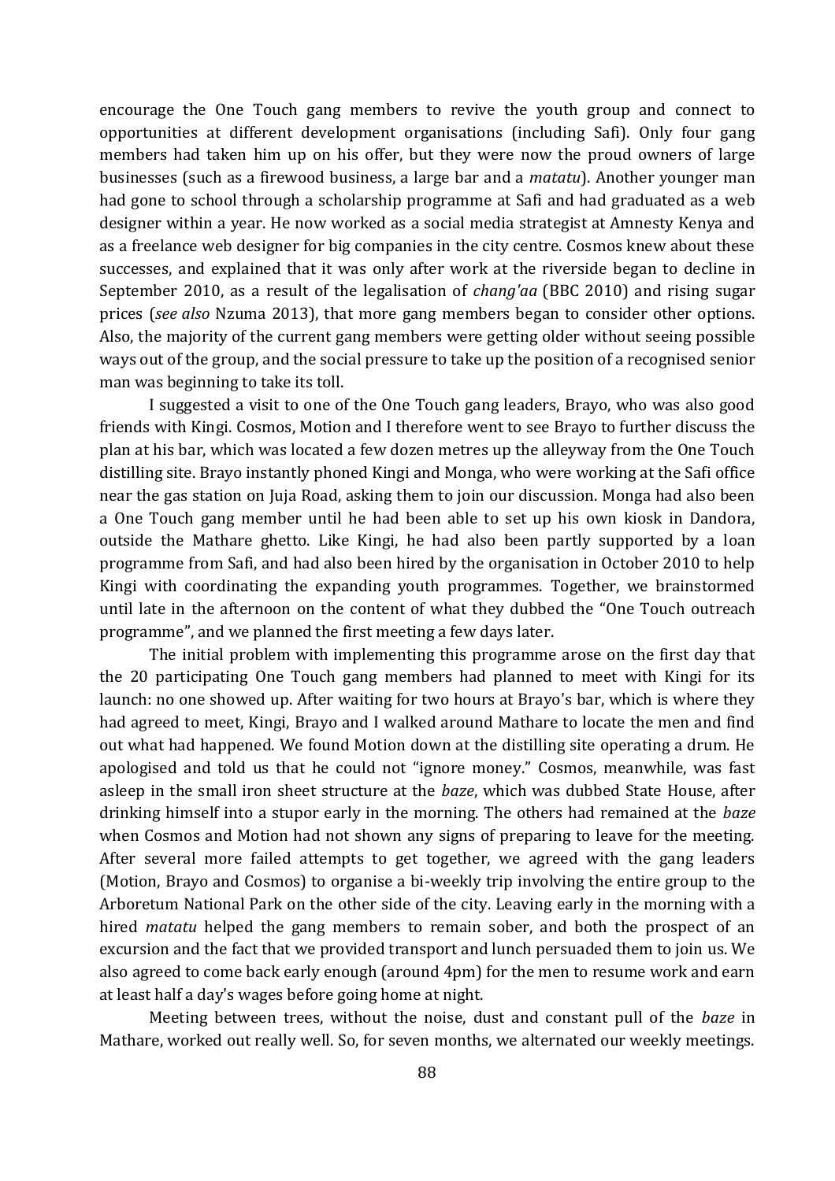encourage the One Touch gang members to revive the youth group and connect to opportunities at different development organisations (including Safi). Only four gang members had taken him up on his offer, but they were now the proud owners of large businesses (such as a firewood business, a large bar and a *matatu*). Another younger man had gone to school through a scholarship programme at Safi and had graduated as a web designer within a year. He now worked as a social media strategist at Amnesty Kenya and as a freelance web designer for big companies in the city centre. Cosmos knew about these successes, and explained that it was only after work at the riverside began to decline in September 2010, as a result of the legalisation of *chang'aa* (BBC 2010) and rising sugar prices (*see also* Nzuma 2013), that more gang members began to consider other options. Also, the majority of the current gang members were getting older without seeing possible ways out of the group, and the social pressure to take up the position of a recognised senior man was beginning to take its toll.

I suggested a visit to one of the One Touch gang leaders, Brayo, who was also good friends with Kingi. Cosmos, Motion and I therefore went to see Brayo to further discuss the plan at his bar, which was located a few dozen metres up the alleyway from the One Touch distilling site. Brayo instantly phoned Kingi and Monga, who were working at the Safi office near the gas station on Juja Road, asking them to join our discussion. Monga had also been a One Touch gang member until he had been able to set up his own kiosk in Dandora, outside the Mathare ghetto. Like Kingi, he had also been partly supported by a loan programme from Safi, and had also been hired by the organisation in October 2010 to help Kingi with coordinating the expanding youth programmes. Together, we brainstormed until late in the afternoon on the content of what they dubbed the "One Touch outreach programme", and we planned the first meeting a few days later.

The initial problem with implementing this programme arose on the first day that the 20 participating One Touch gang members had planned to meet with Kingi for its launch: no one showed up. After waiting for two hours at Brayo's bar, which is where they had agreed to meet, Kingi, Brayo and I walked around Mathare to locate the men and find out what had happened. We found Motion down at the distilling site operating a drum. He apologised and told us that he could not "ignore money." Cosmos, meanwhile, was fast asleep in the small iron sheet structure at the *baze*, which was dubbed State House, after drinking himself into a stupor early in the morning. The others had remained at the *baze* when Cosmos and Motion had not shown any signs of preparing to leave for the meeting. After several more failed attempts to get together, we agreed with the gang leaders (Motion, Brayo and Cosmos) to organise a bi-weekly trip involving the entire group to the Arboretum National Park on the other side of the city. Leaving early in the morning with a hired *matatu* helped the gang members to remain sober, and both the prospect of an excursion and the fact that we provided transport and lunch persuaded them to join us. We also agreed to come back early enough (around 4pm) for the men to resume work and earn at least half a day's wages before going home at night.

Meeting between trees, without the noise, dust and constant pull of the *baze* in Mathare, worked out really well. So, for seven months, we alternated our weekly meetings.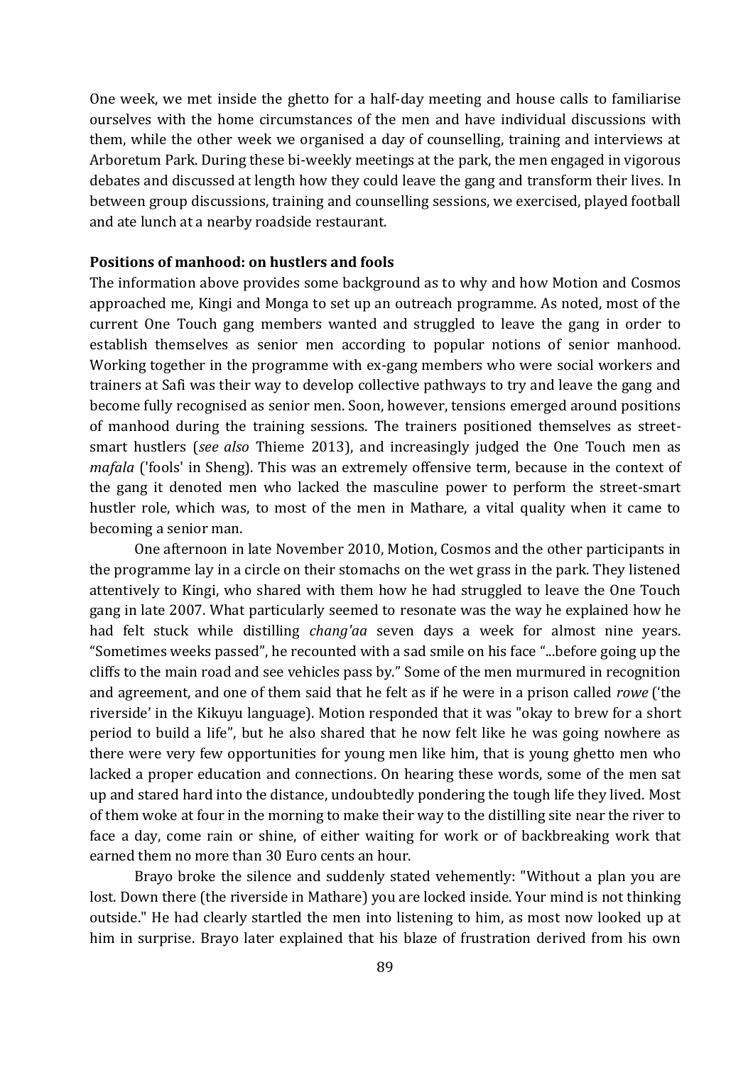One week, we met inside the ghetto for a half-day meeting and house calls to familiarise ourselves with the home circumstances of the men and have individual discussions with them, while the other week we organised a day of counselling, training and interviews at Arboretum Park. During these bi-weekly meetings at the park, the men engaged in vigorous debates and discussed at length how they could leave the gang and transform their lives. In between group discussions, training and counselling sessions, we exercised, played football and ate lunch at a nearby roadside restaurant.

**Positions of manhood: on hustlers and fools**

The information above provides some background as to why and how Motion and Cosmos approached me, Kingi and Monga to set up an outreach programme. As noted, most of the current One Touch gang members wanted and struggled to leave the gang in order to establish themselves as senior men according to popular notions of senior manhood. Working together in the programme with ex-gang members who were social workers and trainers at Safi was their way to develop collective pathways to try and leave the gang and become fully recognised as senior men. Soon, however, tensions emerged around positions of manhood during the training sessions. The trainers positioned themselves as street-smart hustlers (*see also* Thieme 2013), and increasingly judged the One Touch men as *mafala* ('fools' in Sheng). This was an extremely offensive term, because in the context of the gang it denoted men who lacked the masculine power to perform the street-smart hustler role, which was, to most of the men in Mathare, a vital quality when it came to becoming a senior man.

One afternoon in late November 2010, Motion, Cosmos and the other participants in the programme lay in a circle on their stomachs on the wet grass in the park. They listened attentively to Kingi, who shared with them how he had struggled to leave the One Touch gang in late 2007. What particularly seemed to resonate was the way he explained how he had felt stuck while distilling *chang'aa* seven days a week for almost nine years. "Sometimes weeks passed", he recounted with a sad smile on his face "...before going up the cliffs to the main road and see vehicles pass by." Some of the men murmured in recognition and agreement, and one of them said that he felt as if he were in a prison called *rowe* ('the riverside' in the Kikuyu language). Motion responded that it was "okay to brew for a short period to build a life", but he also shared that he now felt like he was going nowhere as there were very few opportunities for young men like him, that is young ghetto men who lacked a proper education and connections. On hearing these words, some of the men sat up and stared hard into the distance, undoubtedly pondering the tough life they lived. Most of them woke at four in the morning to make their way to the distilling site near the river to face a day, come rain or shine, of either waiting for work or of backbreaking work that earned them no more than 30 Euro cents an hour.

Brayo broke the silence and suddenly stated vehemently: "Without a plan you are lost. Down there (the riverside in Mathare) you are locked inside. Your mind is not thinking outside." He had clearly startled the men into listening to him, as most now looked up at him in surprise. Brayo later explained that his blaze of frustration derived from his own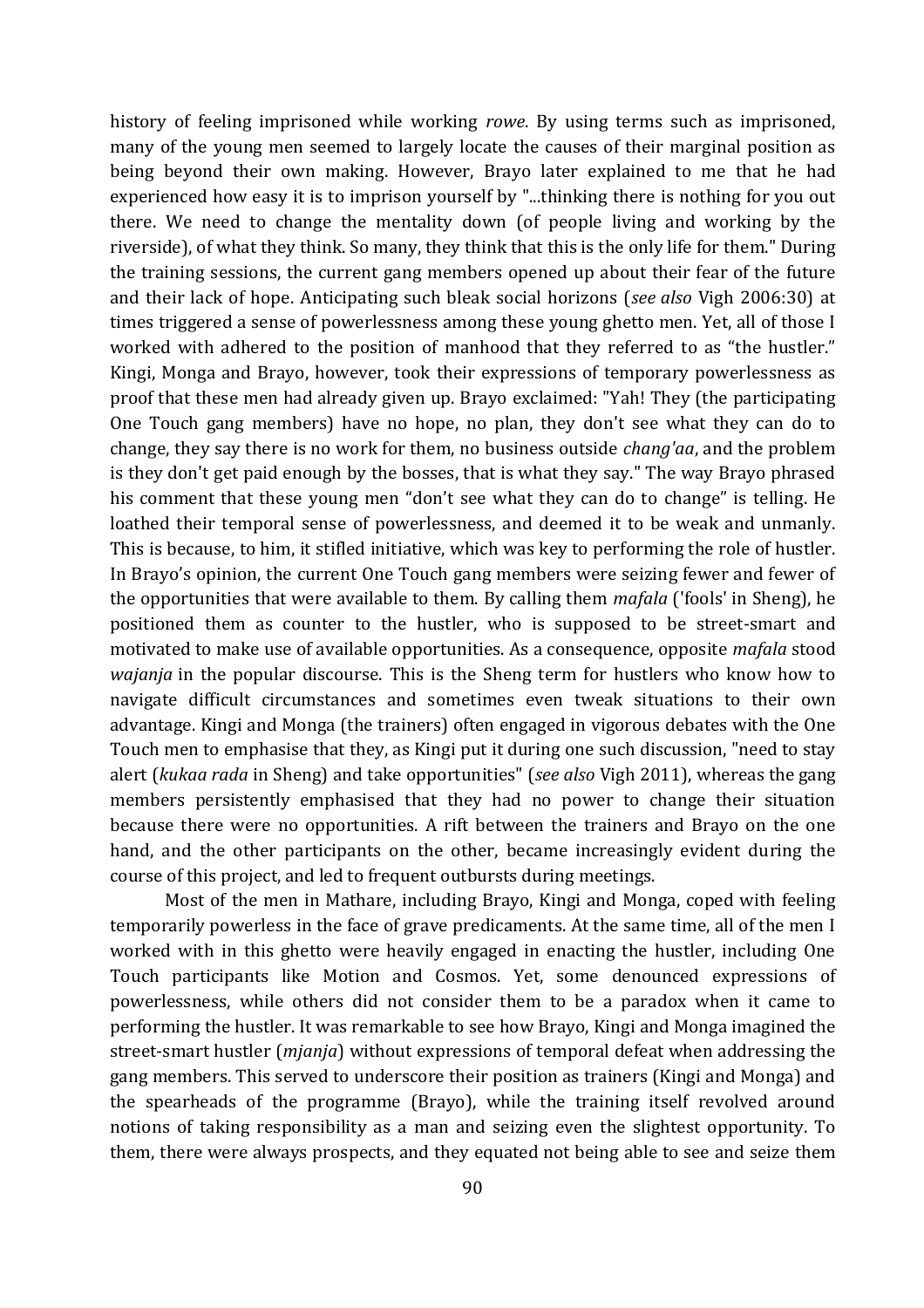history of feeling imprisoned while working *rowe*. By using terms such as imprisoned, many of the young men seemed to largely locate the causes of their marginal position as being beyond their own making. However, Brayo later explained to me that he had experienced how easy it is to imprison yourself by "...thinking there is nothing for you out there. We need to change the mentality down (of people living and working by the riverside), of what they think. So many, they think that this is the only life for them." During the training sessions, the current gang members opened up about their fear of the future and their lack of hope. Anticipating such bleak social horizons (*see also* Vigh 2006:30) at times triggered a sense of powerlessness among these young ghetto men. Yet, all of those I worked with adhered to the position of manhood that they referred to as "the hustler." Kingi, Monga and Brayo, however, took their expressions of temporary powerlessness as proof that these men had already given up. Brayo exclaimed: "Yah! They (the participating One Touch gang members) have no hope, no plan, they don't see what they can do to change, they say there is no work for them, no business outside *chang'aa*, and the problem is they don't get paid enough by the bosses, that is what they say." The way Brayo phrased his comment that these young men "don't see what they can do to change" is telling. He loathed their temporal sense of powerlessness, and deemed it to be weak and unmanly. This is because, to him, it stifled initiative, which was key to performing the role of hustler. In Brayo's opinion, the current One Touch gang members were seizing fewer and fewer of the opportunities that were available to them. By calling them *mafala* ('fools' in Sheng), he positioned them as counter to the hustler, who is supposed to be street-smart and motivated to make use of available opportunities. As a consequence, opposite *mafala* stood *wajanja* in the popular discourse. This is the Sheng term for hustlers who know how to navigate difficult circumstances and sometimes even tweak situations to their own advantage. Kingi and Monga (the trainers) often engaged in vigorous debates with the One Touch men to emphasise that they, as Kingi put it during one such discussion, "need to stay alert (*kukaa rada* in Sheng) and take opportunities" (*see also* Vigh 2011), whereas the gang members persistently emphasised that they had no power to change their situation because there were no opportunities. A rift between the trainers and Brayo on the one hand, and the other participants on the other, became increasingly evident during the course of this project, and led to frequent outbursts during meetings.

Most of the men in Mathare, including Brayo, Kingi and Monga, coped with feeling temporarily powerless in the face of grave predicaments. At the same time, all of the men I worked with in this ghetto were heavily engaged in enacting the hustler, including One Touch participants like Motion and Cosmos. Yet, some denounced expressions of powerlessness, while others did not consider them to be a paradox when it came to performing the hustler. It was remarkable to see how Brayo, Kingi and Monga imagined the street-smart hustler (*mjanja*) without expressions of temporal defeat when addressing the gang members. This served to underscore their position as trainers (Kingi and Monga) and the spearheads of the programme (Brayo), while the training itself revolved around notions of taking responsibility as a man and seizing even the slightest opportunity. To them, there were always prospects, and they equated not being able to see and seize them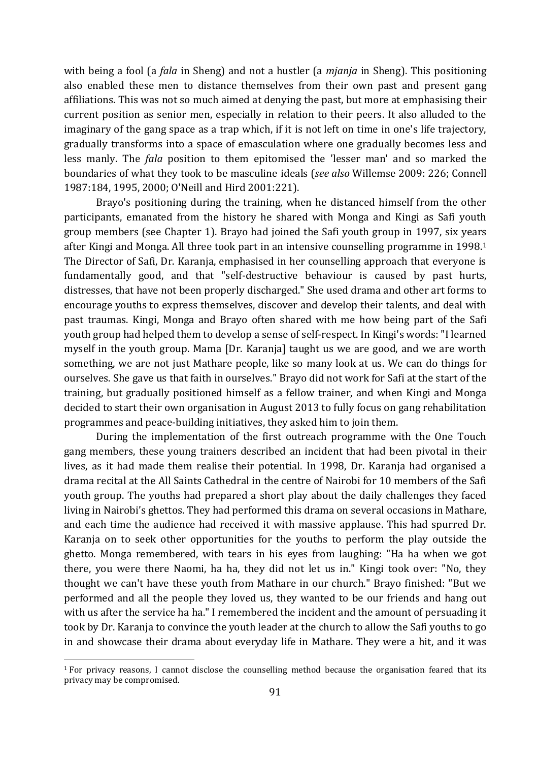with being a fool (a *fala* in Sheng) and not a hustler (a *mjanja* in Sheng). This positioning also enabled these men to distance themselves from their own past and present gang affiliations. This was not so much aimed at denying the past, but more at emphasising their current position as senior men, especially in relation to their peers. It also alluded to the imaginary of the gang space as a trap which, if it is not left on time in one's life trajectory, gradually transforms into a space of emasculation where one gradually becomes less and less manly. The *fala* position to them epitomised the 'lesser man' and so marked the boundaries of what they took to be masculine ideals (*see also* Willemse 2009: 226; Connell 1987:184, 1995, 2000; O'Neill and Hird 2001:221).

Brayo's positioning during the training, when he distanced himself from the other participants, emanated from the history he shared with Monga and Kingi as Safi youth group members (see Chapter 1). Brayo had joined the Safi youth group in 1997, six years after Kingi and Monga. All three took part in an intensive counselling programme in 1998.[1] The Director of Safi, Dr. Karanja, emphasised in her counselling approach that everyone is fundamentally good, and that "self-destructive behaviour is caused by past hurts, distresses, that have not been properly discharged." She used drama and other art forms to encourage youths to express themselves, discover and develop their talents, and deal with past traumas. Kingi, Monga and Brayo often shared with me how being part of the Safi youth group had helped them to develop a sense of self-respect. In Kingi's words: "I learned myself in the youth group. Mama [Dr. Karanja] taught us we are good, and we are worth something, we are not just Mathare people, like so many look at us. We can do things for ourselves. She gave us that faith in ourselves." Brayo did not work for Safi at the start of the training, but gradually positioned himself as a fellow trainer, and when Kingi and Monga decided to start their own organisation in August 2013 to fully focus on gang rehabilitation programmes and peace-building initiatives, they asked him to join them.

During the implementation of the first outreach programme with the One Touch gang members, these young trainers described an incident that had been pivotal in their lives, as it had made them realise their potential. In 1998, Dr. Karanja had organised a drama recital at the All Saints Cathedral in the centre of Nairobi for 10 members of the Safi youth group. The youths had prepared a short play about the daily challenges they faced living in Nairobi's ghettos. They had performed this drama on several occasions in Mathare, and each time the audience had received it with massive applause. This had spurred Dr. Karanja on to seek other opportunities for the youths to perform the play outside the ghetto. Monga remembered, with tears in his eyes from laughing: "Ha ha when we got there, you were there Naomi, ha ha, they did not let us in." Kingi took over: "No, they thought we can't have these youth from Mathare in our church." Brayo finished: "But we performed and all the people they loved us, they wanted to be our friends and hang out with us after the service ha ha." I remembered the incident and the amount of persuading it took by Dr. Karanja to convince the youth leader at the church to allow the Safi youths to go in and showcase their drama about everyday life in Mathare. They were a hit, and it was

[1] For privacy reasons, I cannot disclose the counselling method because the organisation feared that its privacy may be compromised.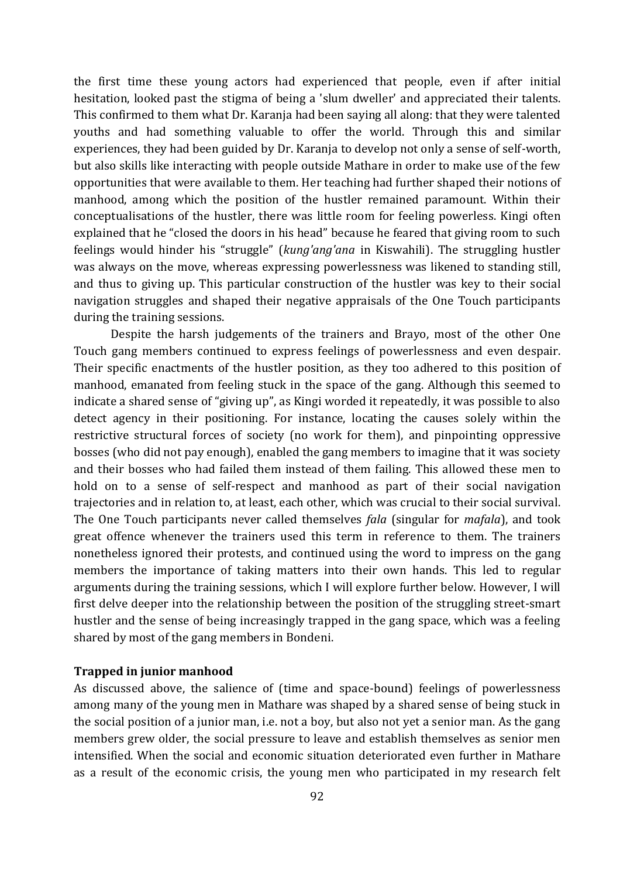the first time these young actors had experienced that people, even if after initial hesitation, looked past the stigma of being a 'slum dweller' and appreciated their talents. This confirmed to them what Dr. Karanja had been saying all along: that they were talented youths and had something valuable to offer the world. Through this and similar experiences, they had been guided by Dr. Karanja to develop not only a sense of self-worth, but also skills like interacting with people outside Mathare in order to make use of the few opportunities that were available to them. Her teaching had further shaped their notions of manhood, among which the position of the hustler remained paramount. Within their conceptualisations of the hustler, there was little room for feeling powerless. Kingi often explained that he "closed the doors in his head" because he feared that giving room to such feelings would hinder his "struggle" (*kung'ang'ana* in Kiswahili). The struggling hustler was always on the move, whereas expressing powerlessness was likened to standing still, and thus to giving up. This particular construction of the hustler was key to their social navigation struggles and shaped their negative appraisals of the One Touch participants during the training sessions.

Despite the harsh judgements of the trainers and Brayo, most of the other One Touch gang members continued to express feelings of powerlessness and even despair. Their specific enactments of the hustler position, as they too adhered to this position of manhood, emanated from feeling stuck in the space of the gang. Although this seemed to indicate a shared sense of "giving up", as Kingi worded it repeatedly, it was possible to also detect agency in their positioning. For instance, locating the causes solely within the restrictive structural forces of society (no work for them), and pinpointing oppressive bosses (who did not pay enough), enabled the gang members to imagine that it was society and their bosses who had failed them instead of them failing. This allowed these men to hold on to a sense of self-respect and manhood as part of their social navigation trajectories and in relation to, at least, each other, which was crucial to their social survival. The One Touch participants never called themselves *fala* (singular for *mafala*), and took great offence whenever the trainers used this term in reference to them. The trainers nonetheless ignored their protests, and continued using the word to impress on the gang members the importance of taking matters into their own hands. This led to regular arguments during the training sessions, which I will explore further below. However, I will first delve deeper into the relationship between the position of the struggling street-smart hustler and the sense of being increasingly trapped in the gang space, which was a feeling shared by most of the gang members in Bondeni.

**Trapped in junior manhood**

As discussed above, the salience of (time and space-bound) feelings of powerlessness among many of the young men in Mathare was shaped by a shared sense of being stuck in the social position of a junior man, i.e. not a boy, but also not yet a senior man. As the gang members grew older, the social pressure to leave and establish themselves as senior men intensified. When the social and economic situation deteriorated even further in Mathare as a result of the economic crisis, the young men who participated in my research felt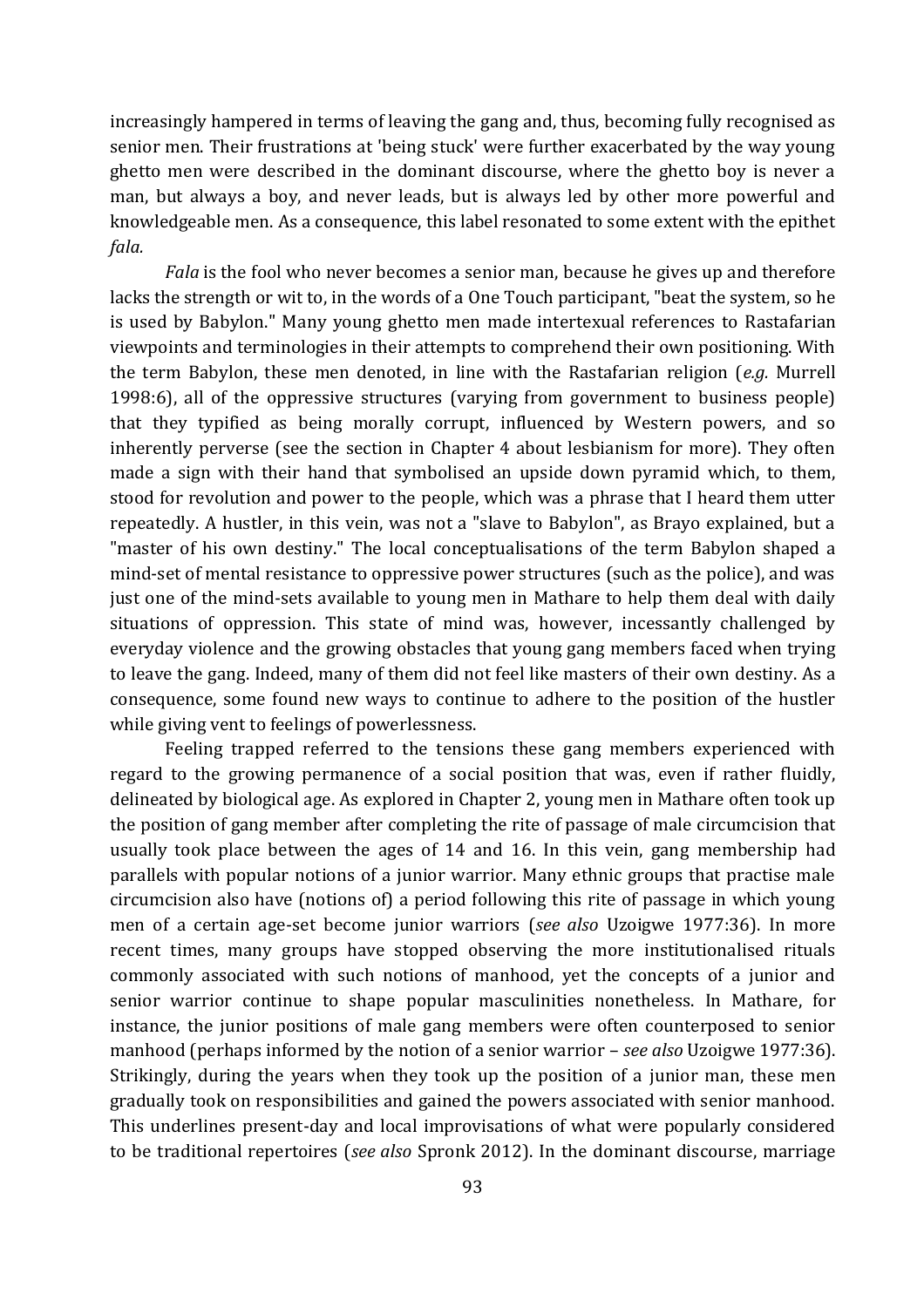increasingly hampered in terms of leaving the gang and, thus, becoming fully recognised as senior men. Their frustrations at 'being stuck' were further exacerbated by the way young ghetto men were described in the dominant discourse, where the ghetto boy is never a man, but always a boy, and never leads, but is always led by other more powerful and knowledgeable men. As a consequence, this label resonated to some extent with the epithet *fala.*

*Fala* is the fool who never becomes a senior man, because he gives up and therefore lacks the strength or wit to, in the words of a One Touch participant, "beat the system, so he is used by Babylon." Many young ghetto men made intertexual references to Rastafarian viewpoints and terminologies in their attempts to comprehend their own positioning. With the term Babylon, these men denoted, in line with the Rastafarian religion (*e.g.* Murrell 1998:6), all of the oppressive structures (varying from government to business people) that they typified as being morally corrupt, influenced by Western powers, and so inherently perverse (see the section in Chapter 4 about lesbianism for more). They often made a sign with their hand that symbolised an upside down pyramid which, to them, stood for revolution and power to the people, which was a phrase that I heard them utter repeatedly. A hustler, in this vein, was not a "slave to Babylon", as Brayo explained, but a "master of his own destiny." The local conceptualisations of the term Babylon shaped a mind-set of mental resistance to oppressive power structures (such as the police), and was just one of the mind-sets available to young men in Mathare to help them deal with daily situations of oppression. This state of mind was, however, incessantly challenged by everyday violence and the growing obstacles that young gang members faced when trying to leave the gang. Indeed, many of them did not feel like masters of their own destiny. As a consequence, some found new ways to continue to adhere to the position of the hustler while giving vent to feelings of powerlessness.

Feeling trapped referred to the tensions these gang members experienced with regard to the growing permanence of a social position that was, even if rather fluidly, delineated by biological age. As explored in Chapter 2, young men in Mathare often took up the position of gang member after completing the rite of passage of male circumcision that usually took place between the ages of 14 and 16. In this vein, gang membership had parallels with popular notions of a junior warrior. Many ethnic groups that practise male circumcision also have (notions of) a period following this rite of passage in which young men of a certain age-set become junior warriors (*see also* Uzoigwe 1977:36). In more recent times, many groups have stopped observing the more institutionalised rituals commonly associated with such notions of manhood, yet the concepts of a junior and senior warrior continue to shape popular masculinities nonetheless. In Mathare, for instance, the junior positions of male gang members were often counterposed to senior manhood (perhaps informed by the notion of a senior warrior – *see also* Uzoigwe 1977:36). Strikingly, during the years when they took up the position of a junior man, these men gradually took on responsibilities and gained the powers associated with senior manhood. This underlines present-day and local improvisations of what were popularly considered to be traditional repertoires (*see also* Spronk 2012). In the dominant discourse, marriage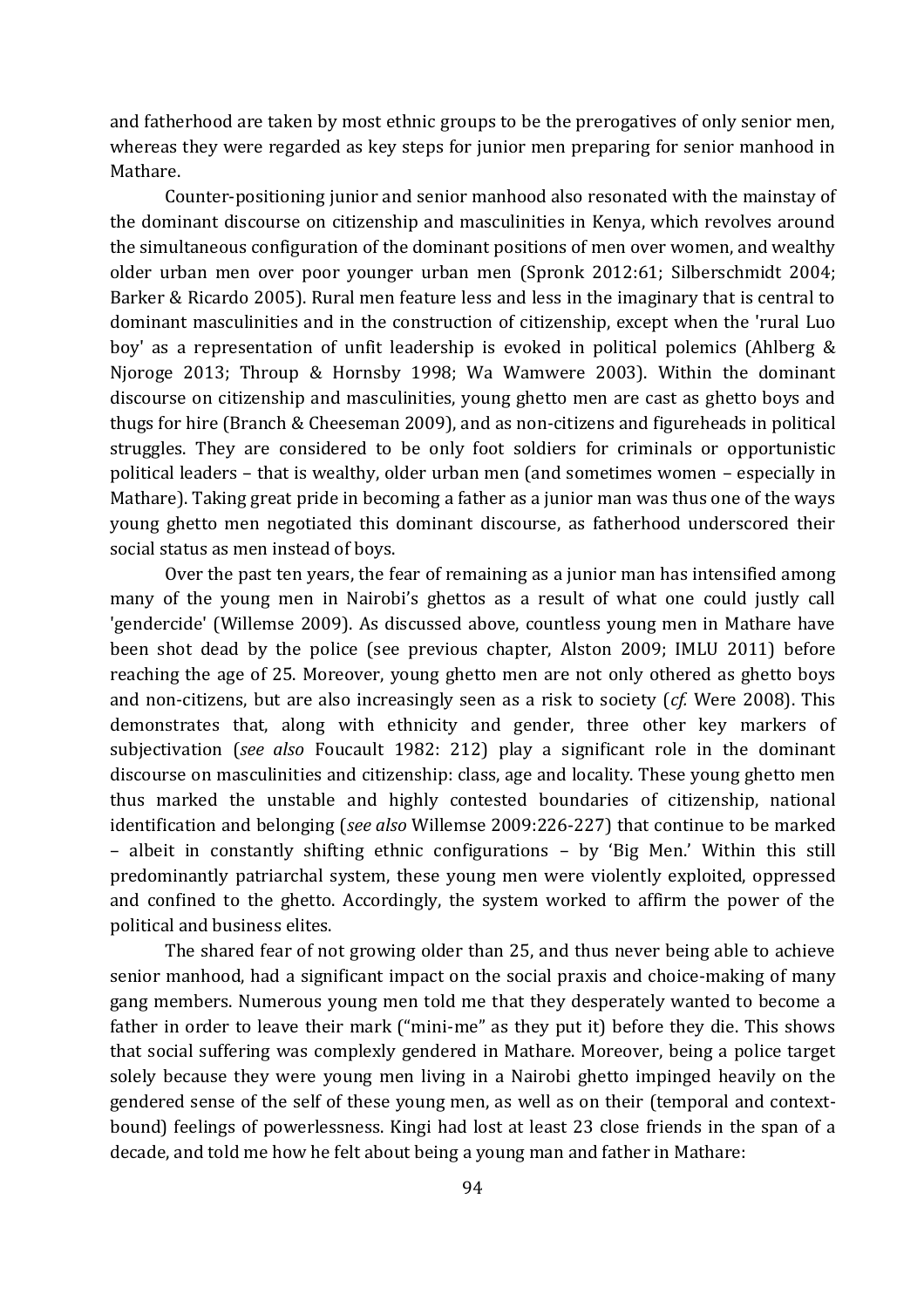and fatherhood are taken by most ethnic groups to be the prerogatives of only senior men, whereas they were regarded as key steps for junior men preparing for senior manhood in Mathare.

Counter-positioning junior and senior manhood also resonated with the mainstay of the dominant discourse on citizenship and masculinities in Kenya, which revolves around the simultaneous configuration of the dominant positions of men over women, and wealthy older urban men over poor younger urban men (Spronk 2012:61; Silberschmidt 2004; Barker & Ricardo 2005). Rural men feature less and less in the imaginary that is central to dominant masculinities and in the construction of citizenship, except when the 'rural Luo boy' as a representation of unfit leadership is evoked in political polemics (Ahlberg & Njoroge 2013; Throup & Hornsby 1998; Wa Wamwere 2003). Within the dominant discourse on citizenship and masculinities, young ghetto men are cast as ghetto boys and thugs for hire (Branch & Cheeseman 2009), and as non-citizens and figureheads in political struggles. They are considered to be only foot soldiers for criminals or opportunistic political leaders – that is wealthy, older urban men (and sometimes women – especially in Mathare). Taking great pride in becoming a father as a junior man was thus one of the ways young ghetto men negotiated this dominant discourse, as fatherhood underscored their social status as men instead of boys.

Over the past ten years, the fear of remaining as a junior man has intensified among many of the young men in Nairobi's ghettos as a result of what one could justly call 'gendercide' (Willemse 2009). As discussed above, countless young men in Mathare have been shot dead by the police (see previous chapter, Alston 2009; IMLU 2011) before reaching the age of 25. Moreover, young ghetto men are not only othered as ghetto boys and non-citizens, but are also increasingly seen as a risk to society (*cf.* Were 2008). This demonstrates that, along with ethnicity and gender, three other key markers of subjectivation (*see also* Foucault 1982: 212) play a significant role in the dominant discourse on masculinities and citizenship: class, age and locality. These young ghetto men thus marked the unstable and highly contested boundaries of citizenship, national identification and belonging (*see also* Willemse 2009:226-227) that continue to be marked – albeit in constantly shifting ethnic configurations – by 'Big Men.' Within this still predominantly patriarchal system, these young men were violently exploited, oppressed and confined to the ghetto. Accordingly, the system worked to affirm the power of the political and business elites.

The shared fear of not growing older than 25, and thus never being able to achieve senior manhood, had a significant impact on the social praxis and choice-making of many gang members. Numerous young men told me that they desperately wanted to become a father in order to leave their mark ("mini-me" as they put it) before they die. This shows that social suffering was complexly gendered in Mathare. Moreover, being a police target solely because they were young men living in a Nairobi ghetto impinged heavily on the gendered sense of the self of these young men, as well as on their (temporal and context-bound) feelings of powerlessness. Kingi had lost at least 23 close friends in the span of a decade, and told me how he felt about being a young man and father in Mathare: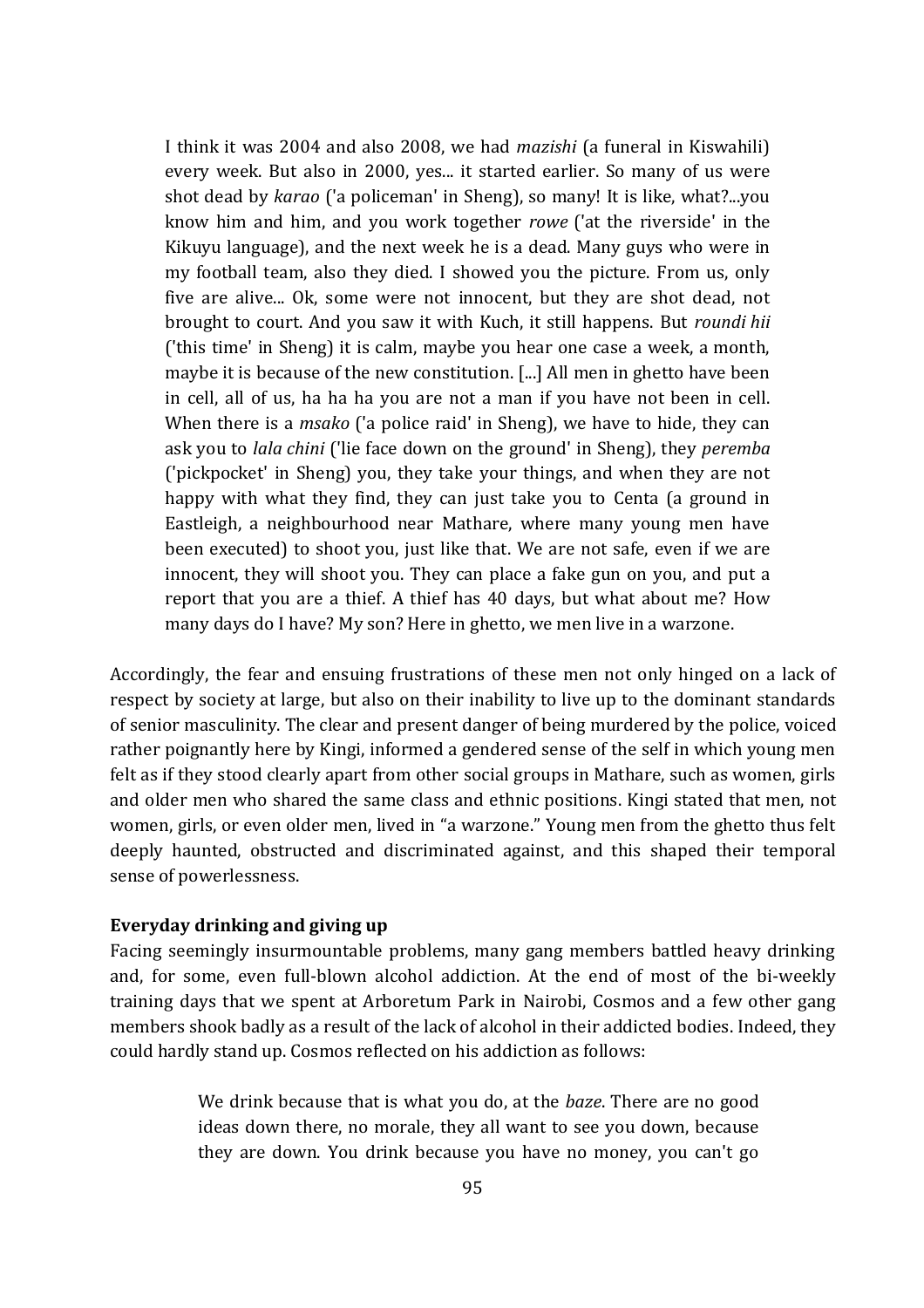> I think it was 2004 and also 2008, we had *mazishi* (a funeral in Kiswahili) every week. But also in 2000, yes... it started earlier. So many of us were shot dead by *karao* ('a policeman' in Sheng), so many! It is like, what?...you know him and him, and you work together *rowe* ('at the riverside' in the Kikuyu language), and the next week he is a dead. Many guys who were in my football team, also they died. I showed you the picture. From us, only five are alive... Ok, some were not innocent, but they are shot dead, not brought to court. And you saw it with Kuch, it still happens. But *roundi hii* ('this time' in Sheng) it is calm, maybe you hear one case a week, a month, maybe it is because of the new constitution. [...] All men in ghetto have been in cell, all of us, ha ha ha you are not a man if you have not been in cell. When there is a *msako* ('a police raid' in Sheng), we have to hide, they can ask you to *lala chini* ('lie face down on the ground' in Sheng), they *peremba* ('pickpocket' in Sheng) you, they take your things, and when they are not happy with what they find, they can just take you to Centa (a ground in Eastleigh, a neighbourhood near Mathare, where many young men have been executed) to shoot you, just like that. We are not safe, even if we are innocent, they will shoot you. They can place a fake gun on you, and put a report that you are a thief. A thief has 40 days, but what about me? How many days do I have? My son? Here in ghetto, we men live in a warzone.

Accordingly, the fear and ensuing frustrations of these men not only hinged on a lack of respect by society at large, but also on their inability to live up to the dominant standards of senior masculinity. The clear and present danger of being murdered by the police, voiced rather poignantly here by Kingi, informed a gendered sense of the self in which young men felt as if they stood clearly apart from other social groups in Mathare, such as women, girls and older men who shared the same class and ethnic positions. Kingi stated that men, not women, girls, or even older men, lived in "a warzone." Young men from the ghetto thus felt deeply haunted, obstructed and discriminated against, and this shaped their temporal sense of powerlessness.

**Everyday drinking and giving up**

Facing seemingly insurmountable problems, many gang members battled heavy drinking and, for some, even full-blown alcohol addiction. At the end of most of the bi-weekly training days that we spent at Arboretum Park in Nairobi, Cosmos and a few other gang members shook badly as a result of the lack of alcohol in their addicted bodies. Indeed, they could hardly stand up. Cosmos reflected on his addiction as follows:

> We drink because that is what you do, at the *baze*. There are no good ideas down there, no morale, they all want to see you down, because they are down. You drink because you have no money, you can't go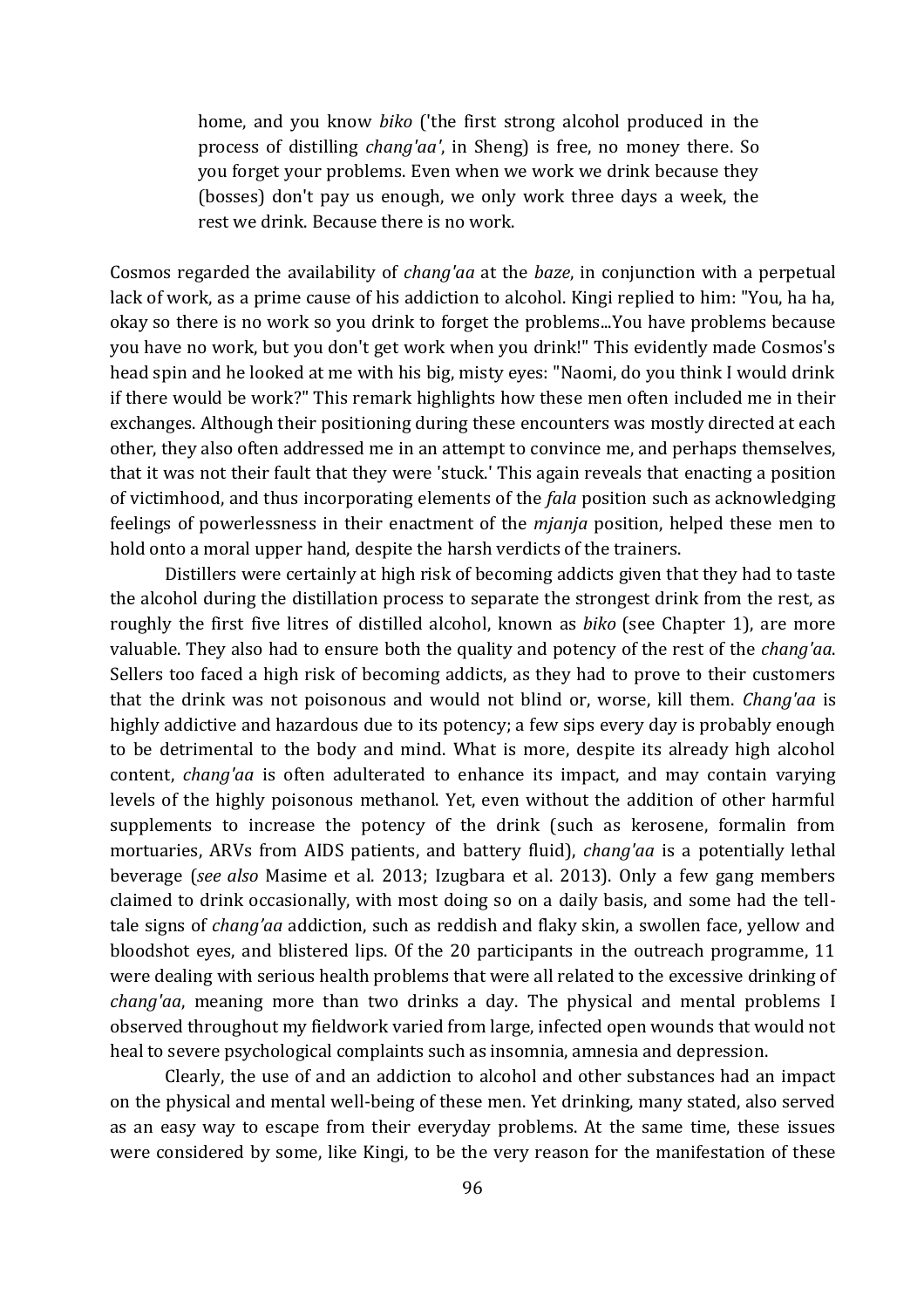> home, and you know *biko* ('the first strong alcohol produced in the process of distilling *chang'aa'*, in Sheng) is free, no money there. So you forget your problems. Even when we work we drink because they (bosses) don't pay us enough, we only work three days a week, the rest we drink. Because there is no work.

Cosmos regarded the availability of *chang'aa* at the *baze*, in conjunction with a perpetual lack of work, as a prime cause of his addiction to alcohol. Kingi replied to him: "You, ha ha, okay so there is no work so you drink to forget the problems...You have problems because you have no work, but you don't get work when you drink!" This evidently made Cosmos's head spin and he looked at me with his big, misty eyes: "Naomi, do you think I would drink if there would be work?" This remark highlights how these men often included me in their exchanges. Although their positioning during these encounters was mostly directed at each other, they also often addressed me in an attempt to convince me, and perhaps themselves, that it was not their fault that they were 'stuck.' This again reveals that enacting a position of victimhood, and thus incorporating elements of the *fala* position such as acknowledging feelings of powerlessness in their enactment of the *mjanja* position, helped these men to hold onto a moral upper hand, despite the harsh verdicts of the trainers.

Distillers were certainly at high risk of becoming addicts given that they had to taste the alcohol during the distillation process to separate the strongest drink from the rest, as roughly the first five litres of distilled alcohol, known as *biko* (see Chapter 1), are more valuable. They also had to ensure both the quality and potency of the rest of the *chang'aa*. Sellers too faced a high risk of becoming addicts, as they had to prove to their customers that the drink was not poisonous and would not blind or, worse, kill them. *Chang'aa* is highly addictive and hazardous due to its potency; a few sips every day is probably enough to be detrimental to the body and mind. What is more, despite its already high alcohol content, *chang'aa* is often adulterated to enhance its impact, and may contain varying levels of the highly poisonous methanol. Yet, even without the addition of other harmful supplements to increase the potency of the drink (such as kerosene, formalin from mortuaries, ARVs from AIDS patients, and battery fluid), *chang'aa* is a potentially lethal beverage (*see also* Masime et al. 2013; Izugbara et al. 2013). Only a few gang members claimed to drink occasionally, with most doing so on a daily basis, and some had the tell-tale signs of *chang'aa* addiction, such as reddish and flaky skin, a swollen face, yellow and bloodshot eyes, and blistered lips. Of the 20 participants in the outreach programme, 11 were dealing with serious health problems that were all related to the excessive drinking of *chang'aa*, meaning more than two drinks a day. The physical and mental problems I observed throughout my fieldwork varied from large, infected open wounds that would not heal to severe psychological complaints such as insomnia, amnesia and depression.

Clearly, the use of and an addiction to alcohol and other substances had an impact on the physical and mental well-being of these men. Yet drinking, many stated, also served as an easy way to escape from their everyday problems. At the same time, these issues were considered by some, like Kingi, to be the very reason for the manifestation of these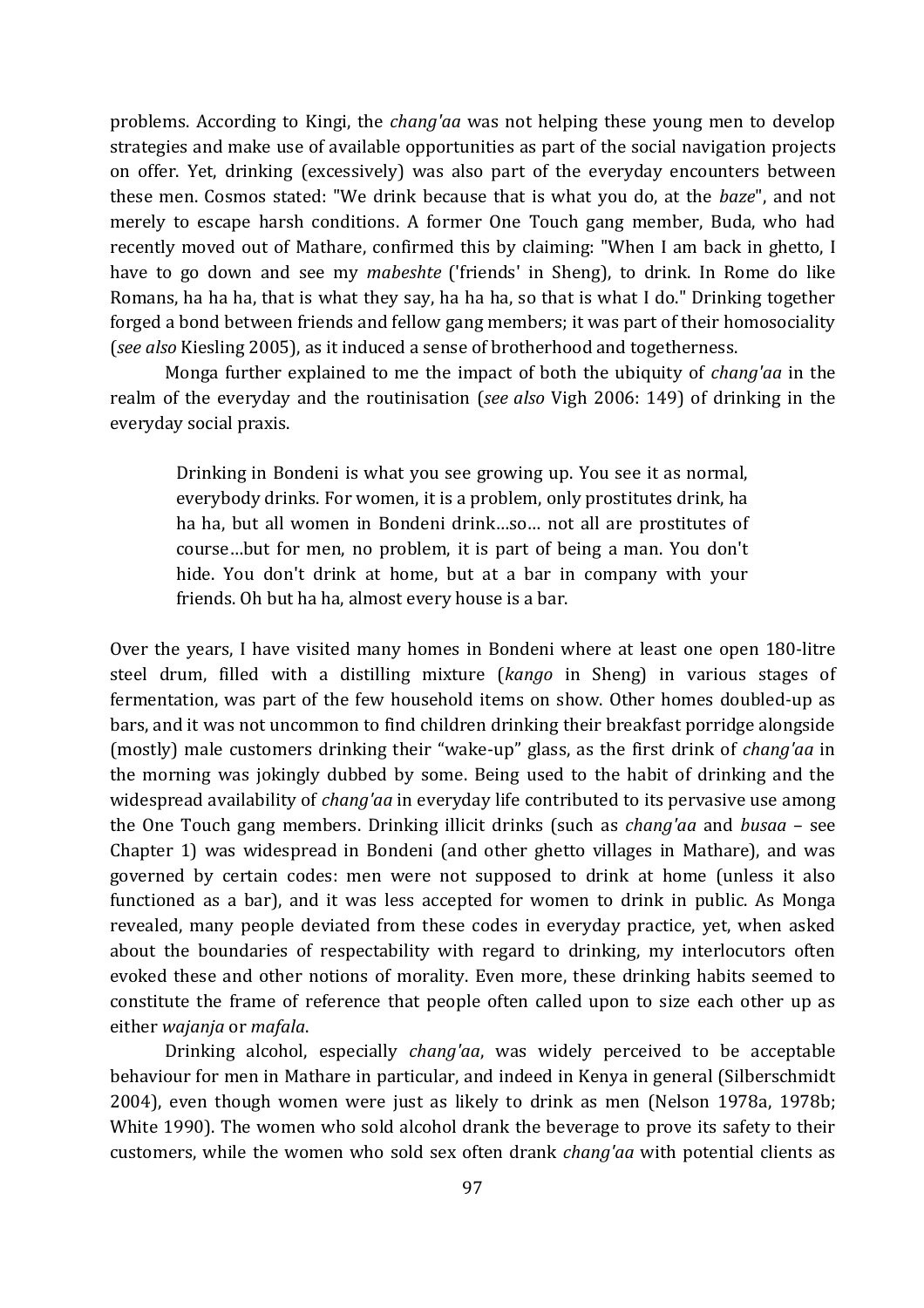problems. According to Kingi, the *chang'aa* was not helping these young men to develop strategies and make use of available opportunities as part of the social navigation projects on offer. Yet, drinking (excessively) was also part of the everyday encounters between these men. Cosmos stated: "We drink because that is what you do, at the *baze*", and not merely to escape harsh conditions. A former One Touch gang member, Buda, who had recently moved out of Mathare, confirmed this by claiming: "When I am back in ghetto, I have to go down and see my *mabeshte* ('friends' in Sheng), to drink. In Rome do like Romans, ha ha ha, that is what they say, ha ha ha, so that is what I do." Drinking together forged a bond between friends and fellow gang members; it was part of their homosociality (*see also* Kiesling 2005), as it induced a sense of brotherhood and togetherness.

Monga further explained to me the impact of both the ubiquity of *chang'aa* in the realm of the everyday and the routinisation (*see also* Vigh 2006: 149) of drinking in the everyday social praxis.

> Drinking in Bondeni is what you see growing up. You see it as normal, everybody drinks. For women, it is a problem, only prostitutes drink, ha ha ha, but all women in Bondeni drink…so… not all are prostitutes of course…but for men, no problem, it is part of being a man. You don't hide. You don't drink at home, but at a bar in company with your friends. Oh but ha ha, almost every house is a bar.

Over the years, I have visited many homes in Bondeni where at least one open 180-litre steel drum, filled with a distilling mixture (*kango* in Sheng) in various stages of fermentation, was part of the few household items on show. Other homes doubled-up as bars, and it was not uncommon to find children drinking their breakfast porridge alongside (mostly) male customers drinking their "wake-up" glass, as the first drink of *chang'aa* in the morning was jokingly dubbed by some. Being used to the habit of drinking and the widespread availability of *chang'aa* in everyday life contributed to its pervasive use among the One Touch gang members. Drinking illicit drinks (such as *chang'aa* and *busaa* – see Chapter 1) was widespread in Bondeni (and other ghetto villages in Mathare), and was governed by certain codes: men were not supposed to drink at home (unless it also functioned as a bar), and it was less accepted for women to drink in public. As Monga revealed, many people deviated from these codes in everyday practice, yet, when asked about the boundaries of respectability with regard to drinking, my interlocutors often evoked these and other notions of morality. Even more, these drinking habits seemed to constitute the frame of reference that people often called upon to size each other up as either *wajanja* or *mafala*.

Drinking alcohol, especially *chang'aa*, was widely perceived to be acceptable behaviour for men in Mathare in particular, and indeed in Kenya in general (Silberschmidt 2004), even though women were just as likely to drink as men (Nelson 1978a, 1978b; White 1990). The women who sold alcohol drank the beverage to prove its safety to their customers, while the women who sold sex often drank *chang'aa* with potential clients as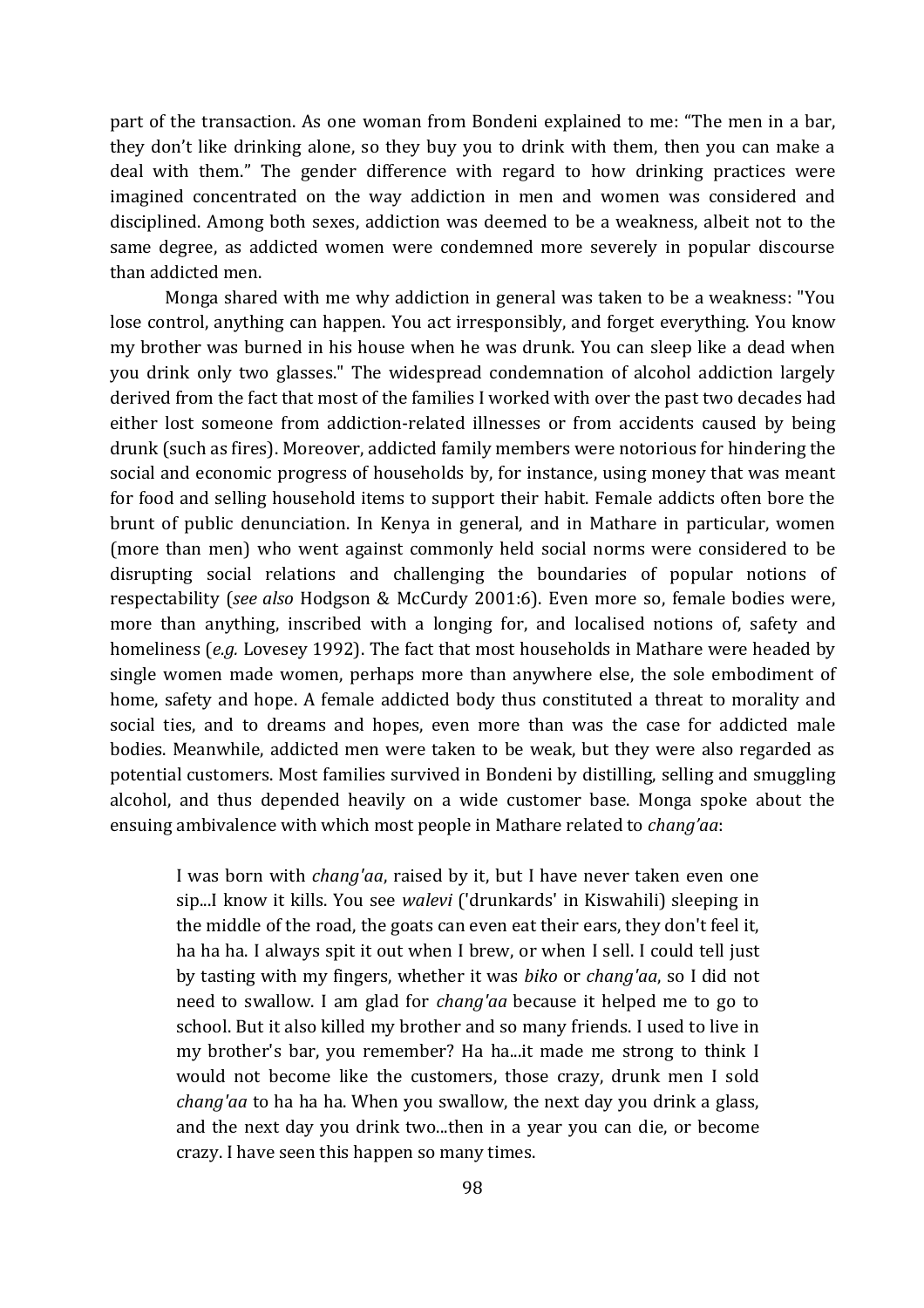part of the transaction. As one woman from Bondeni explained to me: "The men in a bar, they don't like drinking alone, so they buy you to drink with them, then you can make a deal with them." The gender difference with regard to how drinking practices were imagined concentrated on the way addiction in men and women was considered and disciplined. Among both sexes, addiction was deemed to be a weakness, albeit not to the same degree, as addicted women were condemned more severely in popular discourse than addicted men.

Monga shared with me why addiction in general was taken to be a weakness: "You lose control, anything can happen. You act irresponsibly, and forget everything. You know my brother was burned in his house when he was drunk. You can sleep like a dead when you drink only two glasses." The widespread condemnation of alcohol addiction largely derived from the fact that most of the families I worked with over the past two decades had either lost someone from addiction-related illnesses or from accidents caused by being drunk (such as fires). Moreover, addicted family members were notorious for hindering the social and economic progress of households by, for instance, using money that was meant for food and selling household items to support their habit. Female addicts often bore the brunt of public denunciation. In Kenya in general, and in Mathare in particular, women (more than men) who went against commonly held social norms were considered to be disrupting social relations and challenging the boundaries of popular notions of respectability (*see also* Hodgson & McCurdy 2001:6). Even more so, female bodies were, more than anything, inscribed with a longing for, and localised notions of, safety and homeliness (*e.g.* Lovesey 1992). The fact that most households in Mathare were headed by single women made women, perhaps more than anywhere else, the sole embodiment of home, safety and hope. A female addicted body thus constituted a threat to morality and social ties, and to dreams and hopes, even more than was the case for addicted male bodies. Meanwhile, addicted men were taken to be weak, but they were also regarded as potential customers. Most families survived in Bondeni by distilling, selling and smuggling alcohol, and thus depended heavily on a wide customer base. Monga spoke about the ensuing ambivalence with which most people in Mathare related to *chang'aa*:

> I was born with *chang'aa*, raised by it, but I have never taken even one sip...I know it kills. You see *walevi* ('drunkards' in Kiswahili) sleeping in the middle of the road, the goats can even eat their ears, they don't feel it, ha ha ha. I always spit it out when I brew, or when I sell. I could tell just by tasting with my fingers, whether it was *biko* or *chang'aa*, so I did not need to swallow. I am glad for *chang'aa* because it helped me to go to school. But it also killed my brother and so many friends. I used to live in my brother's bar, you remember? Ha ha...it made me strong to think I would not become like the customers, those crazy, drunk men I sold *chang'aa* to ha ha ha. When you swallow, the next day you drink a glass, and the next day you drink two...then in a year you can die, or become crazy. I have seen this happen so many times.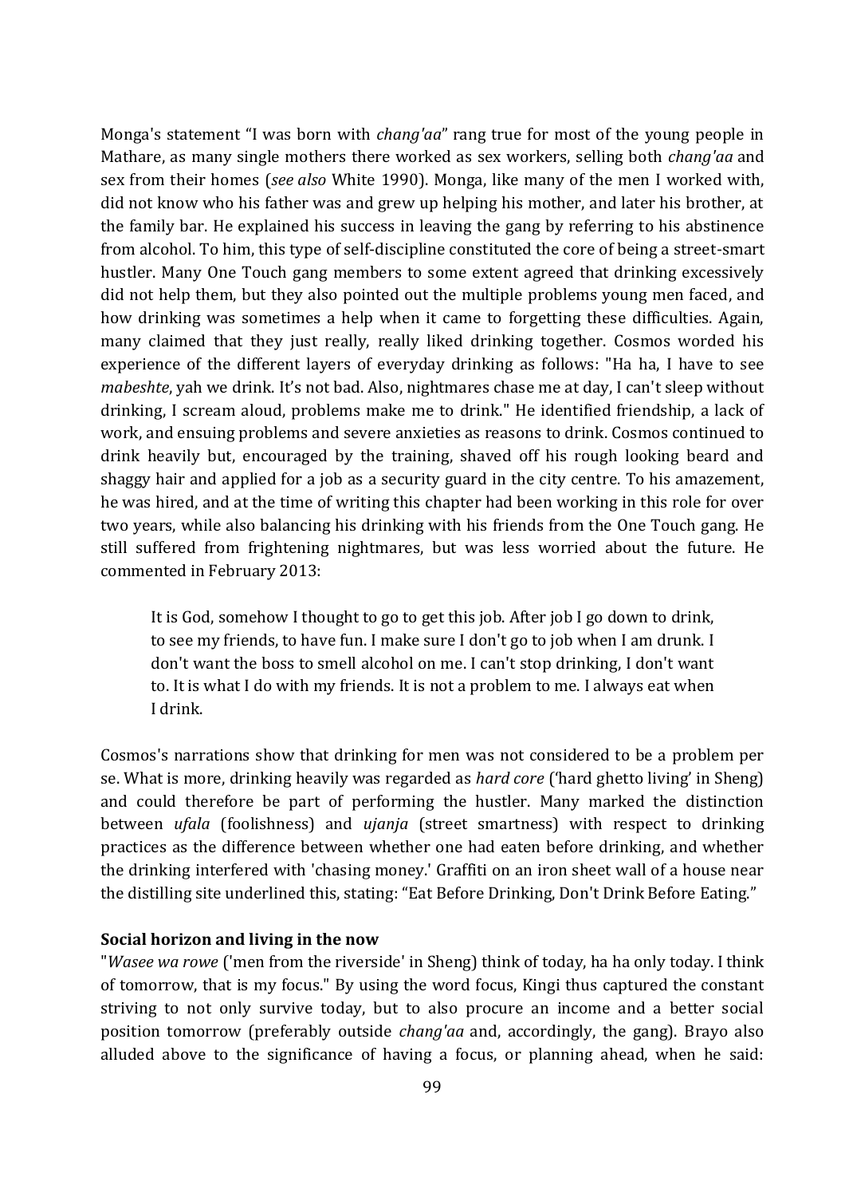Monga's statement "I was born with *chang'aa*" rang true for most of the young people in Mathare, as many single mothers there worked as sex workers, selling both *chang'aa* and sex from their homes (*see also* White 1990). Monga, like many of the men I worked with, did not know who his father was and grew up helping his mother, and later his brother, at the family bar. He explained his success in leaving the gang by referring to his abstinence from alcohol. To him, this type of self-discipline constituted the core of being a street-smart hustler. Many One Touch gang members to some extent agreed that drinking excessively did not help them, but they also pointed out the multiple problems young men faced, and how drinking was sometimes a help when it came to forgetting these difficulties. Again, many claimed that they just really, really liked drinking together. Cosmos worded his experience of the different layers of everyday drinking as follows: "Ha ha, I have to see *mabeshte*, yah we drink. It's not bad. Also, nightmares chase me at day, I can't sleep without drinking, I scream aloud, problems make me to drink." He identified friendship, a lack of work, and ensuing problems and severe anxieties as reasons to drink. Cosmos continued to drink heavily but, encouraged by the training, shaved off his rough looking beard and shaggy hair and applied for a job as a security guard in the city centre. To his amazement, he was hired, and at the time of writing this chapter had been working in this role for over two years, while also balancing his drinking with his friends from the One Touch gang. He still suffered from frightening nightmares, but was less worried about the future. He commented in February 2013:

> It is God, somehow I thought to go to get this job. After job I go down to drink, to see my friends, to have fun. I make sure I don't go to job when I am drunk. I don't want the boss to smell alcohol on me. I can't stop drinking, I don't want to. It is what I do with my friends. It is not a problem to me. I always eat when I drink.

Cosmos's narrations show that drinking for men was not considered to be a problem per se. What is more, drinking heavily was regarded as *hard core* ('hard ghetto living' in Sheng) and could therefore be part of performing the hustler. Many marked the distinction between *ufala* (foolishness) and *ujanja* (street smartness) with respect to drinking practices as the difference between whether one had eaten before drinking, and whether the drinking interfered with 'chasing money.' Graffiti on an iron sheet wall of a house near the distilling site underlined this, stating: "Eat Before Drinking, Don't Drink Before Eating."

### Social horizon and living in the now

"*Wasee wa rowe* ('men from the riverside' in Sheng) think of today, ha ha only today. I think of tomorrow, that is my focus." By using the word focus, Kingi thus captured the constant striving to not only survive today, but to also procure an income and a better social position tomorrow (preferably outside *chang'aa* and, accordingly, the gang). Brayo also alluded above to the significance of having a focus, or planning ahead, when he said: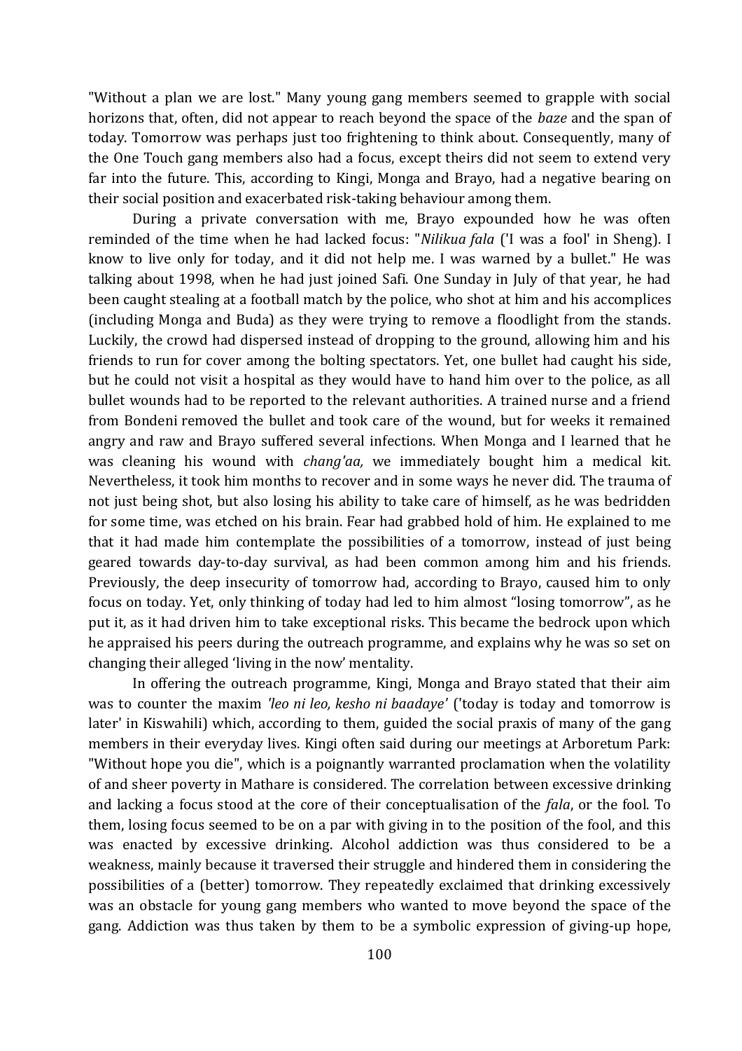"Without a plan we are lost." Many young gang members seemed to grapple with social horizons that, often, did not appear to reach beyond the space of the *baze* and the span of today. Tomorrow was perhaps just too frightening to think about. Consequently, many of the One Touch gang members also had a focus, except theirs did not seem to extend very far into the future. This, according to Kingi, Monga and Brayo, had a negative bearing on their social position and exacerbated risk-taking behaviour among them.

During a private conversation with me, Brayo expounded how he was often reminded of the time when he had lacked focus: "*Nilikua fala* ('I was a fool' in Sheng). I know to live only for today, and it did not help me. I was warned by a bullet." He was talking about 1998, when he had just joined Safi. One Sunday in July of that year, he had been caught stealing at a football match by the police, who shot at him and his accomplices (including Monga and Buda) as they were trying to remove a floodlight from the stands. Luckily, the crowd had dispersed instead of dropping to the ground, allowing him and his friends to run for cover among the bolting spectators. Yet, one bullet had caught his side, but he could not visit a hospital as they would have to hand him over to the police, as all bullet wounds had to be reported to the relevant authorities. A trained nurse and a friend from Bondeni removed the bullet and took care of the wound, but for weeks it remained angry and raw and Brayo suffered several infections. When Monga and I learned that he was cleaning his wound with *chang'aa,* we immediately bought him a medical kit. Nevertheless, it took him months to recover and in some ways he never did. The trauma of not just being shot, but also losing his ability to take care of himself, as he was bedridden for some time, was etched on his brain. Fear had grabbed hold of him. He explained to me that it had made him contemplate the possibilities of a tomorrow, instead of just being geared towards day-to-day survival, as had been common among him and his friends. Previously, the deep insecurity of tomorrow had, according to Brayo, caused him to only focus on today. Yet, only thinking of today had led to him almost "losing tomorrow", as he put it, as it had driven him to take exceptional risks. This became the bedrock upon which he appraised his peers during the outreach programme, and explains why he was so set on changing their alleged 'living in the now' mentality.

In offering the outreach programme, Kingi, Monga and Brayo stated that their aim was to counter the maxim *'leo ni leo, kesho ni baadaye'* ('today is today and tomorrow is later' in Kiswahili) which, according to them, guided the social praxis of many of the gang members in their everyday lives. Kingi often said during our meetings at Arboretum Park: "Without hope you die", which is a poignantly warranted proclamation when the volatility of and sheer poverty in Mathare is considered. The correlation between excessive drinking and lacking a focus stood at the core of their conceptualisation of the *fala*, or the fool. To them, losing focus seemed to be on a par with giving in to the position of the fool, and this was enacted by excessive drinking. Alcohol addiction was thus considered to be a weakness, mainly because it traversed their struggle and hindered them in considering the possibilities of a (better) tomorrow. They repeatedly exclaimed that drinking excessively was an obstacle for young gang members who wanted to move beyond the space of the gang. Addiction was thus taken by them to be a symbolic expression of giving-up hope,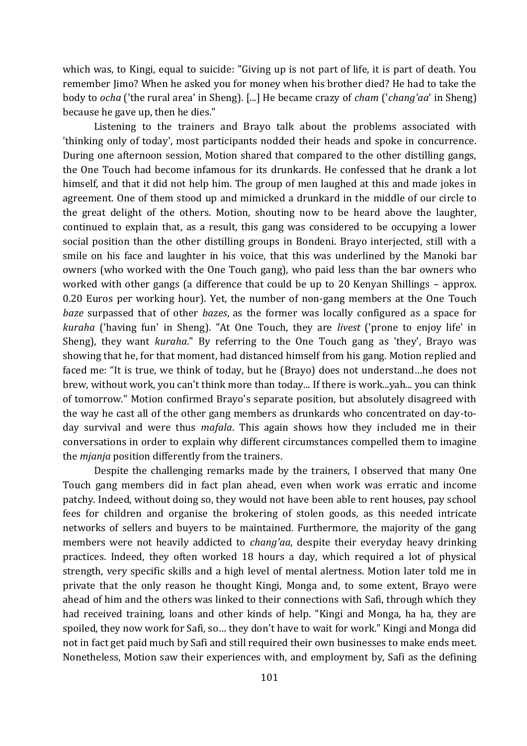which was, to Kingi, equal to suicide: "Giving up is not part of life, it is part of death. You remember Jimo? When he asked you for money when his brother died? He had to take the body to *ocha* ('the rural area' in Sheng). [...] He became crazy of *cham* ('*chang'aa*' in Sheng) because he gave up, then he dies."

Listening to the trainers and Brayo talk about the problems associated with 'thinking only of today', most participants nodded their heads and spoke in concurrence. During one afternoon session, Motion shared that compared to the other distilling gangs, the One Touch had become infamous for its drunkards. He confessed that he drank a lot himself, and that it did not help him. The group of men laughed at this and made jokes in agreement. One of them stood up and mimicked a drunkard in the middle of our circle to the great delight of the others. Motion, shouting now to be heard above the laughter, continued to explain that, as a result, this gang was considered to be occupying a lower social position than the other distilling groups in Bondeni. Brayo interjected, still with a smile on his face and laughter in his voice, that this was underlined by the Manoki bar owners (who worked with the One Touch gang), who paid less than the bar owners who worked with other gangs (a difference that could be up to 20 Kenyan Shillings – approx. 0.20 Euros per working hour). Yet, the number of non-gang members at the One Touch *baze* surpassed that of other *bazes*, as the former was locally configured as a space for *kuraha* ('having fun' in Sheng). "At One Touch, they are *livest* ('prone to enjoy life' in Sheng), they want *kuraha*." By referring to the One Touch gang as 'they', Brayo was showing that he, for that moment, had distanced himself from his gang. Motion replied and faced me: "It is true, we think of today, but he (Brayo) does not understand…he does not brew, without work, you can't think more than today... If there is work...yah... you can think of tomorrow." Motion confirmed Brayo's separate position, but absolutely disagreed with the way he cast all of the other gang members as drunkards who concentrated on day-to-day survival and were thus *mafala*. This again shows how they included me in their conversations in order to explain why different circumstances compelled them to imagine the *mjanja* position differently from the trainers.

Despite the challenging remarks made by the trainers, I observed that many One Touch gang members did in fact plan ahead, even when work was erratic and income patchy. Indeed, without doing so, they would not have been able to rent houses, pay school fees for children and organise the brokering of stolen goods, as this needed intricate networks of sellers and buyers to be maintained. Furthermore, the majority of the gang members were not heavily addicted to *chang'aa*, despite their everyday heavy drinking practices. Indeed, they often worked 18 hours a day, which required a lot of physical strength, very specific skills and a high level of mental alertness. Motion later told me in private that the only reason he thought Kingi, Monga and, to some extent, Brayo were ahead of him and the others was linked to their connections with Safi, through which they had received training, loans and other kinds of help. "Kingi and Monga, ha ha, they are spoiled, they now work for Safi, so… they don't have to wait for work." Kingi and Monga did not in fact get paid much by Safi and still required their own businesses to make ends meet. Nonetheless, Motion saw their experiences with, and employment by, Safi as the defining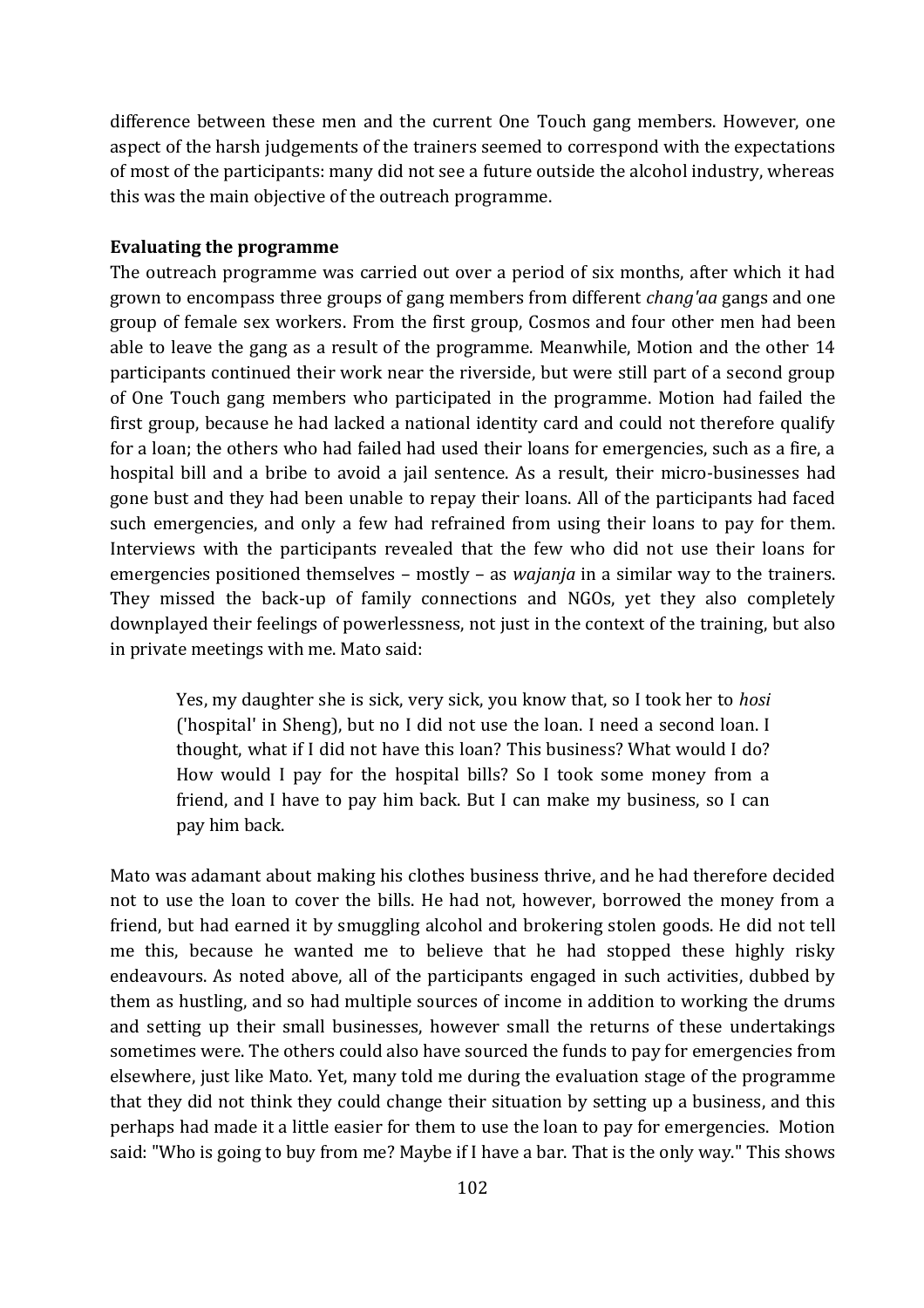difference between these men and the current One Touch gang members. However, one aspect of the harsh judgements of the trainers seemed to correspond with the expectations of most of the participants: many did not see a future outside the alcohol industry, whereas this was the main objective of the outreach programme.

**Evaluating the programme**

The outreach programme was carried out over a period of six months, after which it had grown to encompass three groups of gang members from different *chang'aa* gangs and one group of female sex workers. From the first group, Cosmos and four other men had been able to leave the gang as a result of the programme. Meanwhile, Motion and the other 14 participants continued their work near the riverside, but were still part of a second group of One Touch gang members who participated in the programme. Motion had failed the first group, because he had lacked a national identity card and could not therefore qualify for a loan; the others who had failed had used their loans for emergencies, such as a fire, a hospital bill and a bribe to avoid a jail sentence. As a result, their micro-businesses had gone bust and they had been unable to repay their loans. All of the participants had faced such emergencies, and only a few had refrained from using their loans to pay for them. Interviews with the participants revealed that the few who did not use their loans for emergencies positioned themselves – mostly – as *wajanja* in a similar way to the trainers. They missed the back-up of family connections and NGOs, yet they also completely downplayed their feelings of powerlessness, not just in the context of the training, but also in private meetings with me. Mato said:

> Yes, my daughter she is sick, very sick, you know that, so I took her to *hosi* ('hospital' in Sheng), but no I did not use the loan. I need a second loan. I thought, what if I did not have this loan? This business? What would I do? How would I pay for the hospital bills? So I took some money from a friend, and I have to pay him back. But I can make my business, so I can pay him back.

Mato was adamant about making his clothes business thrive, and he had therefore decided not to use the loan to cover the bills. He had not, however, borrowed the money from a friend, but had earned it by smuggling alcohol and brokering stolen goods. He did not tell me this, because he wanted me to believe that he had stopped these highly risky endeavours. As noted above, all of the participants engaged in such activities, dubbed by them as hustling, and so had multiple sources of income in addition to working the drums and setting up their small businesses, however small the returns of these undertakings sometimes were. The others could also have sourced the funds to pay for emergencies from elsewhere, just like Mato. Yet, many told me during the evaluation stage of the programme that they did not think they could change their situation by setting up a business, and this perhaps had made it a little easier for them to use the loan to pay for emergencies. Motion said: "Who is going to buy from me? Maybe if I have a bar. That is the only way." This shows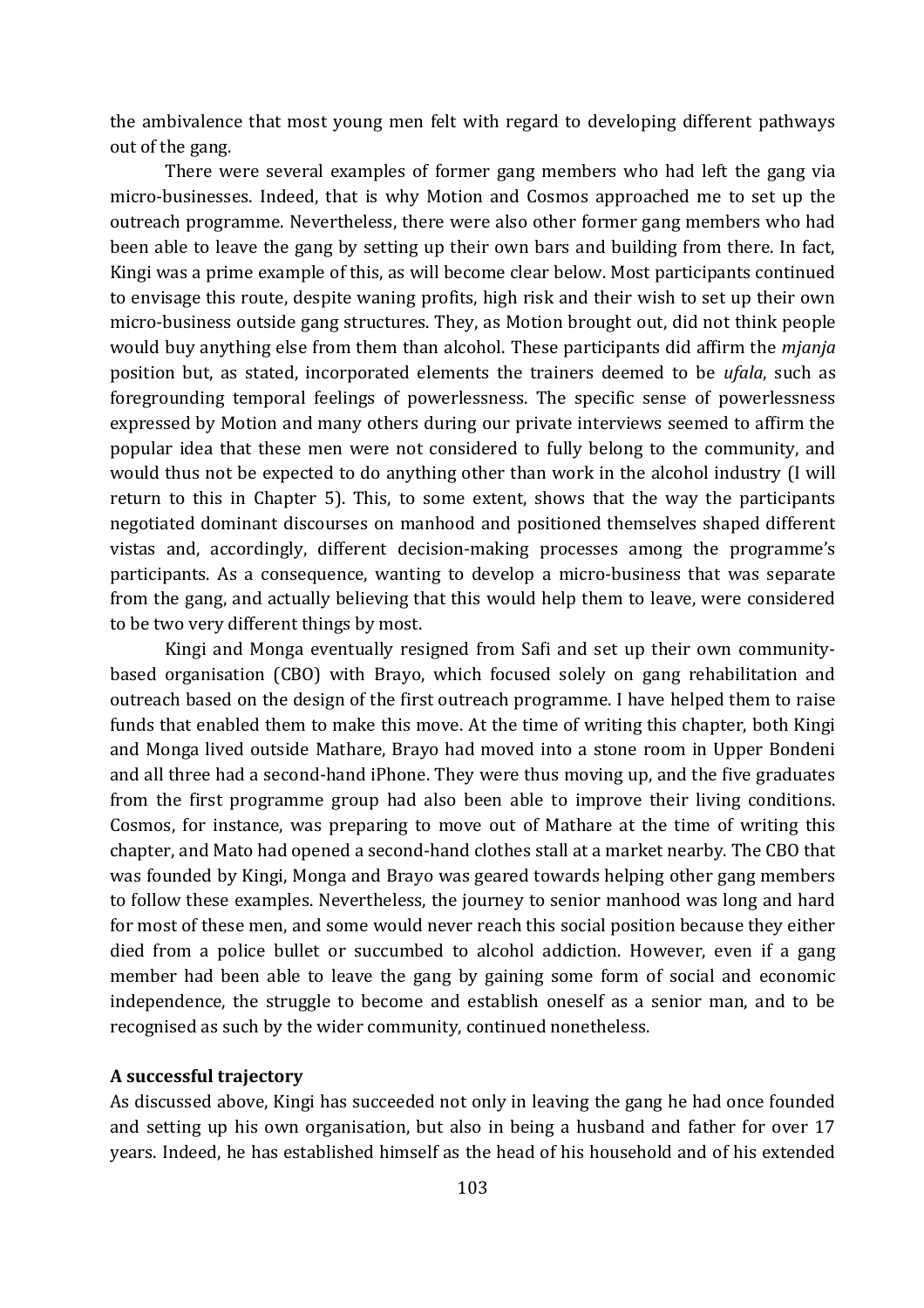the ambivalence that most young men felt with regard to developing different pathways out of the gang.

There were several examples of former gang members who had left the gang via micro-businesses. Indeed, that is why Motion and Cosmos approached me to set up the outreach programme. Nevertheless, there were also other former gang members who had been able to leave the gang by setting up their own bars and building from there. In fact, Kingi was a prime example of this, as will become clear below. Most participants continued to envisage this route, despite waning profits, high risk and their wish to set up their own micro-business outside gang structures. They, as Motion brought out, did not think people would buy anything else from them than alcohol. These participants did affirm the *mjanja* position but, as stated, incorporated elements the trainers deemed to be *ufala*, such as foregrounding temporal feelings of powerlessness. The specific sense of powerlessness expressed by Motion and many others during our private interviews seemed to affirm the popular idea that these men were not considered to fully belong to the community, and would thus not be expected to do anything other than work in the alcohol industry (I will return to this in Chapter 5). This, to some extent, shows that the way the participants negotiated dominant discourses on manhood and positioned themselves shaped different vistas and, accordingly, different decision-making processes among the programme's participants. As a consequence, wanting to develop a micro-business that was separate from the gang, and actually believing that this would help them to leave, were considered to be two very different things by most.

Kingi and Monga eventually resigned from Safi and set up their own community-based organisation (CBO) with Brayo, which focused solely on gang rehabilitation and outreach based on the design of the first outreach programme. I have helped them to raise funds that enabled them to make this move. At the time of writing this chapter, both Kingi and Monga lived outside Mathare, Brayo had moved into a stone room in Upper Bondeni and all three had a second-hand iPhone. They were thus moving up, and the five graduates from the first programme group had also been able to improve their living conditions. Cosmos, for instance, was preparing to move out of Mathare at the time of writing this chapter, and Mato had opened a second-hand clothes stall at a market nearby. The CBO that was founded by Kingi, Monga and Brayo was geared towards helping other gang members to follow these examples. Nevertheless, the journey to senior manhood was long and hard for most of these men, and some would never reach this social position because they either died from a police bullet or succumbed to alcohol addiction. However, even if a gang member had been able to leave the gang by gaining some form of social and economic independence, the struggle to become and establish oneself as a senior man, and to be recognised as such by the wider community, continued nonetheless.

**A successful trajectory**

As discussed above, Kingi has succeeded not only in leaving the gang he had once founded and setting up his own organisation, but also in being a husband and father for over 17 years. Indeed, he has established himself as the head of his household and of his extended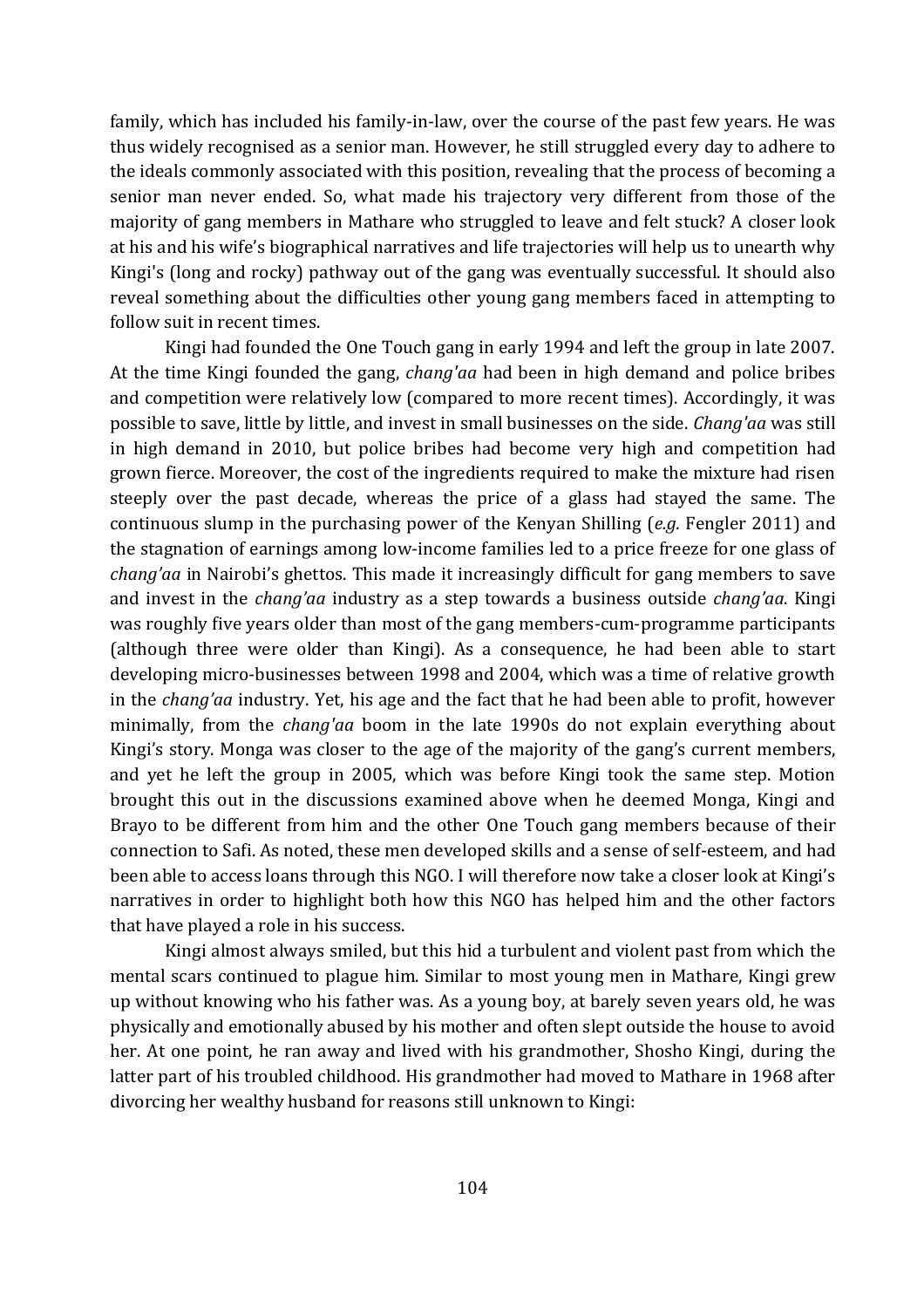family, which has included his family-in-law, over the course of the past few years. He was thus widely recognised as a senior man. However, he still struggled every day to adhere to the ideals commonly associated with this position, revealing that the process of becoming a senior man never ended. So, what made his trajectory very different from those of the majority of gang members in Mathare who struggled to leave and felt stuck? A closer look at his and his wife's biographical narratives and life trajectories will help us to unearth why Kingi's (long and rocky) pathway out of the gang was eventually successful. It should also reveal something about the difficulties other young gang members faced in attempting to follow suit in recent times.

Kingi had founded the One Touch gang in early 1994 and left the group in late 2007. At the time Kingi founded the gang, *chang'aa* had been in high demand and police bribes and competition were relatively low (compared to more recent times). Accordingly, it was possible to save, little by little, and invest in small businesses on the side. *Chang'aa* was still in high demand in 2010, but police bribes had become very high and competition had grown fierce. Moreover, the cost of the ingredients required to make the mixture had risen steeply over the past decade, whereas the price of a glass had stayed the same. The continuous slump in the purchasing power of the Kenyan Shilling (*e.g.* Fengler 2011) and the stagnation of earnings among low-income families led to a price freeze for one glass of *chang'aa* in Nairobi's ghettos. This made it increasingly difficult for gang members to save and invest in the *chang'aa* industry as a step towards a business outside *chang'aa*. Kingi was roughly five years older than most of the gang members-cum-programme participants (although three were older than Kingi). As a consequence, he had been able to start developing micro-businesses between 1998 and 2004, which was a time of relative growth in the *chang'aa* industry. Yet, his age and the fact that he had been able to profit, however minimally, from the *chang'aa* boom in the late 1990s do not explain everything about Kingi's story. Monga was closer to the age of the majority of the gang's current members, and yet he left the group in 2005, which was before Kingi took the same step. Motion brought this out in the discussions examined above when he deemed Monga, Kingi and Brayo to be different from him and the other One Touch gang members because of their connection to Safi. As noted, these men developed skills and a sense of self-esteem, and had been able to access loans through this NGO. I will therefore now take a closer look at Kingi's narratives in order to highlight both how this NGO has helped him and the other factors that have played a role in his success.

Kingi almost always smiled, but this hid a turbulent and violent past from which the mental scars continued to plague him. Similar to most young men in Mathare, Kingi grew up without knowing who his father was. As a young boy, at barely seven years old, he was physically and emotionally abused by his mother and often slept outside the house to avoid her. At one point, he ran away and lived with his grandmother, Shosho Kingi, during the latter part of his troubled childhood. His grandmother had moved to Mathare in 1968 after divorcing her wealthy husband for reasons still unknown to Kingi: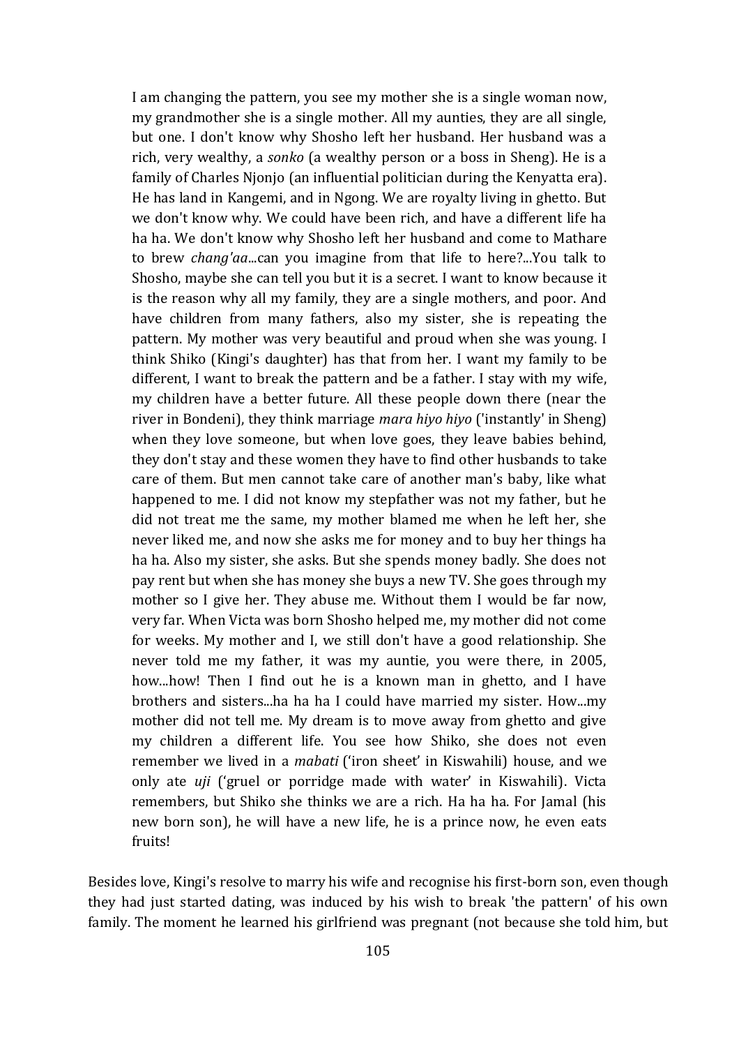> I am changing the pattern, you see my mother she is a single woman now, my grandmother she is a single mother. All my aunties, they are all single, but one. I don't know why Shosho left her husband. Her husband was a rich, very wealthy, a *sonko* (a wealthy person or a boss in Sheng). He is a family of Charles Njonjo (an influential politician during the Kenyatta era). He has land in Kangemi, and in Ngong. We are royalty living in ghetto. But we don't know why. We could have been rich, and have a different life ha ha ha. We don't know why Shosho left her husband and come to Mathare to brew *chang'aa*...can you imagine from that life to here?...You talk to Shosho, maybe she can tell you but it is a secret. I want to know because it is the reason why all my family, they are a single mothers, and poor. And have children from many fathers, also my sister, she is repeating the pattern. My mother was very beautiful and proud when she was young. I think Shiko (Kingi's daughter) has that from her. I want my family to be different, I want to break the pattern and be a father. I stay with my wife, my children have a better future. All these people down there (near the river in Bondeni), they think marriage *mara hiyo hiyo* ('instantly' in Sheng) when they love someone, but when love goes, they leave babies behind, they don't stay and these women they have to find other husbands to take care of them. But men cannot take care of another man's baby, like what happened to me. I did not know my stepfather was not my father, but he did not treat me the same, my mother blamed me when he left her, she never liked me, and now she asks me for money and to buy her things ha ha ha. Also my sister, she asks. But she spends money badly. She does not pay rent but when she has money she buys a new TV. She goes through my mother so I give her. They abuse me. Without them I would be far now, very far. When Victa was born Shosho helped me, my mother did not come for weeks. My mother and I, we still don't have a good relationship. She never told me my father, it was my auntie, you were there, in 2005, how...how! Then I find out he is a known man in ghetto, and I have brothers and sisters...ha ha ha I could have married my sister. How...my mother did not tell me. My dream is to move away from ghetto and give my children a different life. You see how Shiko, she does not even remember we lived in a *mabati* ('iron sheet' in Kiswahili) house, and we only ate *uji* ('gruel or porridge made with water' in Kiswahili). Victa remembers, but Shiko she thinks we are a rich. Ha ha ha. For Jamal (his new born son), he will have a new life, he is a prince now, he even eats fruits!

Besides love, Kingi's resolve to marry his wife and recognise his first-born son, even though they had just started dating, was induced by his wish to break 'the pattern' of his own family. The moment he learned his girlfriend was pregnant (not because she told him, but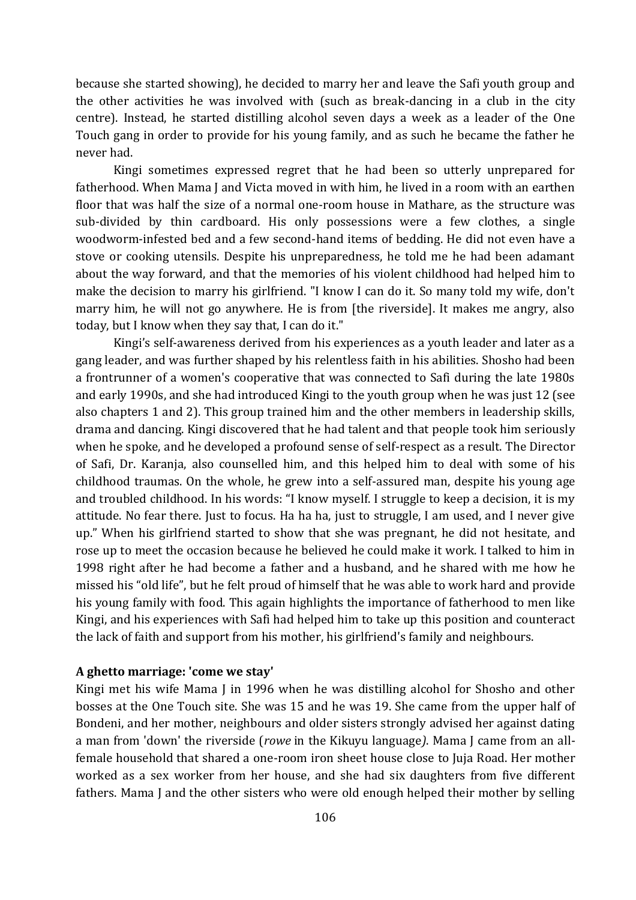because she started showing), he decided to marry her and leave the Safi youth group and the other activities he was involved with (such as break-dancing in a club in the city centre). Instead, he started distilling alcohol seven days a week as a leader of the One Touch gang in order to provide for his young family, and as such he became the father he never had.

Kingi sometimes expressed regret that he had been so utterly unprepared for fatherhood. When Mama J and Victa moved in with him, he lived in a room with an earthen floor that was half the size of a normal one-room house in Mathare, as the structure was sub-divided by thin cardboard. His only possessions were a few clothes, a single woodworm-infested bed and a few second-hand items of bedding. He did not even have a stove or cooking utensils. Despite his unpreparedness, he told me he had been adamant about the way forward, and that the memories of his violent childhood had helped him to make the decision to marry his girlfriend. "I know I can do it. So many told my wife, don't marry him, he will not go anywhere. He is from [the riverside]. It makes me angry, also today, but I know when they say that, I can do it."

Kingi's self-awareness derived from his experiences as a youth leader and later as a gang leader, and was further shaped by his relentless faith in his abilities. Shosho had been a frontrunner of a women's cooperative that was connected to Safi during the late 1980s and early 1990s, and she had introduced Kingi to the youth group when he was just 12 (see also chapters 1 and 2). This group trained him and the other members in leadership skills, drama and dancing. Kingi discovered that he had talent and that people took him seriously when he spoke, and he developed a profound sense of self-respect as a result. The Director of Safi, Dr. Karanja, also counselled him, and this helped him to deal with some of his childhood traumas. On the whole, he grew into a self-assured man, despite his young age and troubled childhood. In his words: "I know myself. I struggle to keep a decision, it is my attitude. No fear there. Just to focus. Ha ha ha, just to struggle, I am used, and I never give up." When his girlfriend started to show that she was pregnant, he did not hesitate, and rose up to meet the occasion because he believed he could make it work. I talked to him in 1998 right after he had become a father and a husband, and he shared with me how he missed his "old life", but he felt proud of himself that he was able to work hard and provide his young family with food. This again highlights the importance of fatherhood to men like Kingi, and his experiences with Safi had helped him to take up this position and counteract the lack of faith and support from his mother, his girlfriend's family and neighbours.

### A ghetto marriage: 'come we stay'

Kingi met his wife Mama J in 1996 when he was distilling alcohol for Shosho and other bosses at the One Touch site. She was 15 and he was 19. She came from the upper half of Bondeni, and her mother, neighbours and older sisters strongly advised her against dating a man from 'down' the riverside (*rowe* in the Kikuyu language). Mama J came from an all-female household that shared a one-room iron sheet house close to Juja Road. Her mother worked as a sex worker from her house, and she had six daughters from five different fathers. Mama J and the other sisters who were old enough helped their mother by selling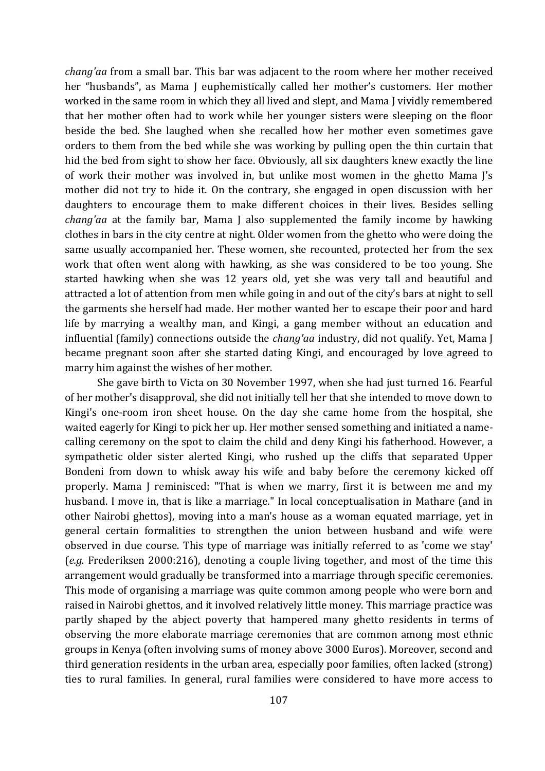*chang'aa* from a small bar. This bar was adjacent to the room where her mother received her "husbands", as Mama J euphemistically called her mother's customers. Her mother worked in the same room in which they all lived and slept, and Mama J vividly remembered that her mother often had to work while her younger sisters were sleeping on the floor beside the bed. She laughed when she recalled how her mother even sometimes gave orders to them from the bed while she was working by pulling open the thin curtain that hid the bed from sight to show her face. Obviously, all six daughters knew exactly the line of work their mother was involved in, but unlike most women in the ghetto Mama J's mother did not try to hide it. On the contrary, she engaged in open discussion with her daughters to encourage them to make different choices in their lives. Besides selling *chang'aa* at the family bar, Mama J also supplemented the family income by hawking clothes in bars in the city centre at night. Older women from the ghetto who were doing the same usually accompanied her. These women, she recounted, protected her from the sex work that often went along with hawking, as she was considered to be too young. She started hawking when she was 12 years old, yet she was very tall and beautiful and attracted a lot of attention from men while going in and out of the city's bars at night to sell the garments she herself had made. Her mother wanted her to escape their poor and hard life by marrying a wealthy man, and Kingi, a gang member without an education and influential (family) connections outside the *chang'aa* industry, did not qualify. Yet, Mama J became pregnant soon after she started dating Kingi, and encouraged by love agreed to marry him against the wishes of her mother.

She gave birth to Victa on 30 November 1997, when she had just turned 16. Fearful of her mother's disapproval, she did not initially tell her that she intended to move down to Kingi's one-room iron sheet house. On the day she came home from the hospital, she waited eagerly for Kingi to pick her up. Her mother sensed something and initiated a name-calling ceremony on the spot to claim the child and deny Kingi his fatherhood. However, a sympathetic older sister alerted Kingi, who rushed up the cliffs that separated Upper Bondeni from down to whisk away his wife and baby before the ceremony kicked off properly. Mama J reminisced: "That is when we marry, first it is between me and my husband. I move in, that is like a marriage." In local conceptualisation in Mathare (and in other Nairobi ghettos), moving into a man's house as a woman equated marriage, yet in general certain formalities to strengthen the union between husband and wife were observed in due course. This type of marriage was initially referred to as 'come we stay' (*e.g.* Frederiksen 2000:216), denoting a couple living together, and most of the time this arrangement would gradually be transformed into a marriage through specific ceremonies. This mode of organising a marriage was quite common among people who were born and raised in Nairobi ghettos, and it involved relatively little money. This marriage practice was partly shaped by the abject poverty that hampered many ghetto residents in terms of observing the more elaborate marriage ceremonies that are common among most ethnic groups in Kenya (often involving sums of money above 3000 Euros). Moreover, second and third generation residents in the urban area, especially poor families, often lacked (strong) ties to rural families. In general, rural families were considered to have more access to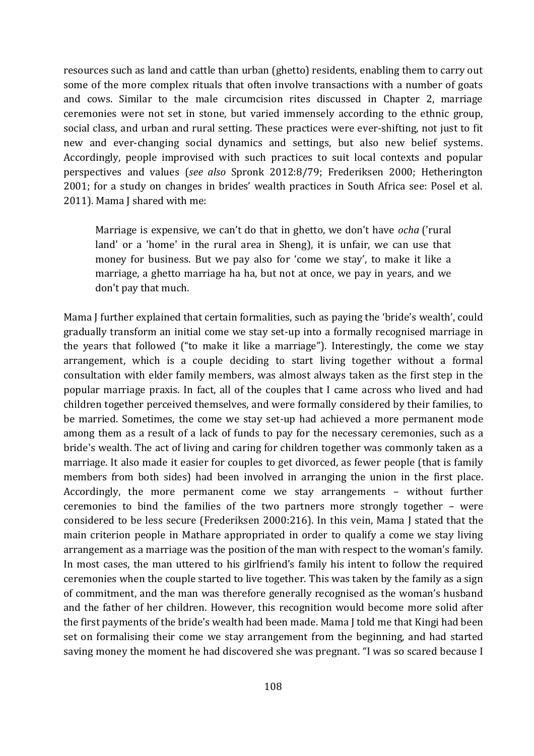resources such as land and cattle than urban (ghetto) residents, enabling them to carry out some of the more complex rituals that often involve transactions with a number of goats and cows. Similar to the male circumcision rites discussed in Chapter 2, marriage ceremonies were not set in stone, but varied immensely according to the ethnic group, social class, and urban and rural setting. These practices were ever-shifting, not just to fit new and ever-changing social dynamics and settings, but also new belief systems. Accordingly, people improvised with such practices to suit local contexts and popular perspectives and values (*see also* Spronk 2012:8/79; Frederiksen 2000; Hetherington 2001; for a study on changes in brides' wealth practices in South Africa see: Posel et al. 2011). Mama J shared with me:

> Marriage is expensive, we can't do that in ghetto, we don't have *ocha* ('rural land' or a 'home' in the rural area in Sheng), it is unfair, we can use that money for business. But we pay also for 'come we stay', to make it like a marriage, a ghetto marriage ha ha, but not at once, we pay in years, and we don't pay that much.

Mama J further explained that certain formalities, such as paying the 'bride's wealth', could gradually transform an initial come we stay set-up into a formally recognised marriage in the years that followed ("to make it like a marriage"). Interestingly, the come we stay arrangement, which is a couple deciding to start living together without a formal consultation with elder family members, was almost always taken as the first step in the popular marriage praxis. In fact, all of the couples that I came across who lived and had children together perceived themselves, and were formally considered by their families, to be married. Sometimes, the come we stay set-up had achieved a more permanent mode among them as a result of a lack of funds to pay for the necessary ceremonies, such as a bride's wealth. The act of living and caring for children together was commonly taken as a marriage. It also made it easier for couples to get divorced, as fewer people (that is family members from both sides) had been involved in arranging the union in the first place. Accordingly, the more permanent come we stay arrangements – without further ceremonies to bind the families of the two partners more strongly together – were considered to be less secure (Frederiksen 2000:216). In this vein, Mama J stated that the main criterion people in Mathare appropriated in order to qualify a come we stay living arrangement as a marriage was the position of the man with respect to the woman's family. In most cases, the man uttered to his girlfriend's family his intent to follow the required ceremonies when the couple started to live together. This was taken by the family as a sign of commitment, and the man was therefore generally recognised as the woman's husband and the father of her children. However, this recognition would become more solid after the first payments of the bride's wealth had been made. Mama J told me that Kingi had been set on formalising their come we stay arrangement from the beginning, and had started saving money the moment he had discovered she was pregnant. "I was so scared because I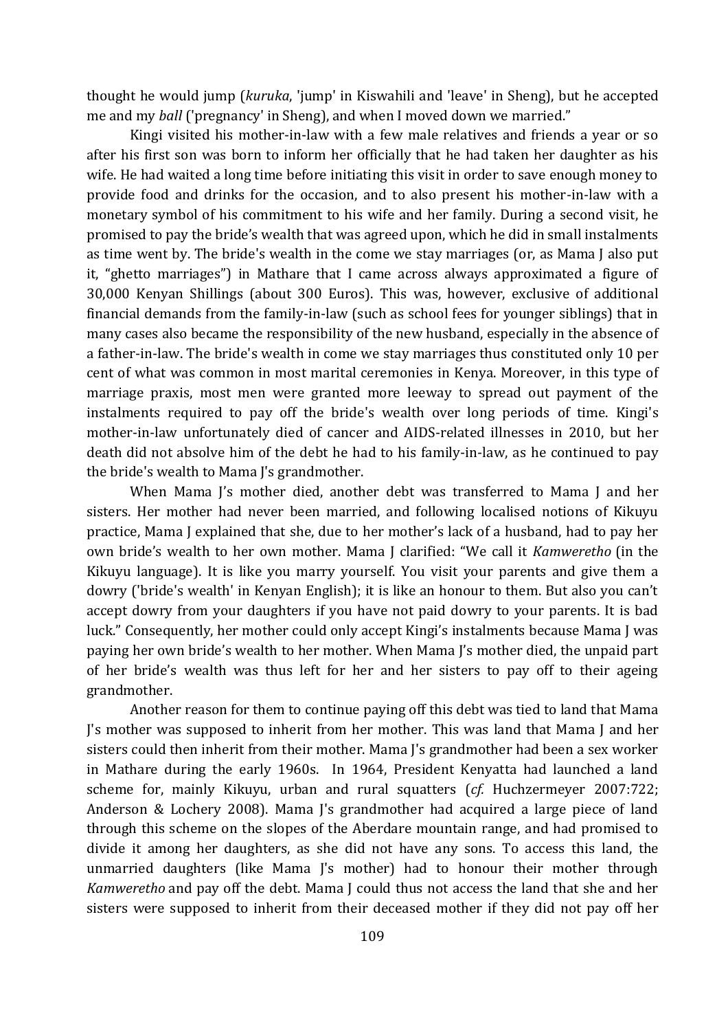thought he would jump (*kuruka*, 'jump' in Kiswahili and 'leave' in Sheng), but he accepted me and my *ball* ('pregnancy' in Sheng), and when I moved down we married."

Kingi visited his mother-in-law with a few male relatives and friends a year or so after his first son was born to inform her officially that he had taken her daughter as his wife. He had waited a long time before initiating this visit in order to save enough money to provide food and drinks for the occasion, and to also present his mother-in-law with a monetary symbol of his commitment to his wife and her family. During a second visit, he promised to pay the bride's wealth that was agreed upon, which he did in small instalments as time went by. The bride's wealth in the come we stay marriages (or, as Mama J also put it, "ghetto marriages") in Mathare that I came across always approximated a figure of 30,000 Kenyan Shillings (about 300 Euros). This was, however, exclusive of additional financial demands from the family-in-law (such as school fees for younger siblings) that in many cases also became the responsibility of the new husband, especially in the absence of a father-in-law. The bride's wealth in come we stay marriages thus constituted only 10 per cent of what was common in most marital ceremonies in Kenya. Moreover, in this type of marriage praxis, most men were granted more leeway to spread out payment of the instalments required to pay off the bride's wealth over long periods of time. Kingi's mother-in-law unfortunately died of cancer and AIDS-related illnesses in 2010, but her death did not absolve him of the debt he had to his family-in-law, as he continued to pay the bride's wealth to Mama J's grandmother.

When Mama J's mother died, another debt was transferred to Mama J and her sisters. Her mother had never been married, and following localised notions of Kikuyu practice, Mama J explained that she, due to her mother's lack of a husband, had to pay her own bride's wealth to her own mother. Mama J clarified: "We call it *Kamweretho* (in the Kikuyu language). It is like you marry yourself. You visit your parents and give them a dowry ('bride's wealth' in Kenyan English); it is like an honour to them. But also you can't accept dowry from your daughters if you have not paid dowry to your parents. It is bad luck." Consequently, her mother could only accept Kingi's instalments because Mama J was paying her own bride's wealth to her mother. When Mama J's mother died, the unpaid part of her bride's wealth was thus left for her and her sisters to pay off to their ageing grandmother.

Another reason for them to continue paying off this debt was tied to land that Mama J's mother was supposed to inherit from her mother. This was land that Mama J and her sisters could then inherit from their mother. Mama J's grandmother had been a sex worker in Mathare during the early 1960s. In 1964, President Kenyatta had launched a land scheme for, mainly Kikuyu, urban and rural squatters (*cf.* Huchzermeyer 2007:722; Anderson & Lochery 2008). Mama J's grandmother had acquired a large piece of land through this scheme on the slopes of the Aberdare mountain range, and had promised to divide it among her daughters, as she did not have any sons. To access this land, the unmarried daughters (like Mama J's mother) had to honour their mother through *Kamweretho* and pay off the debt. Mama J could thus not access the land that she and her sisters were supposed to inherit from their deceased mother if they did not pay off her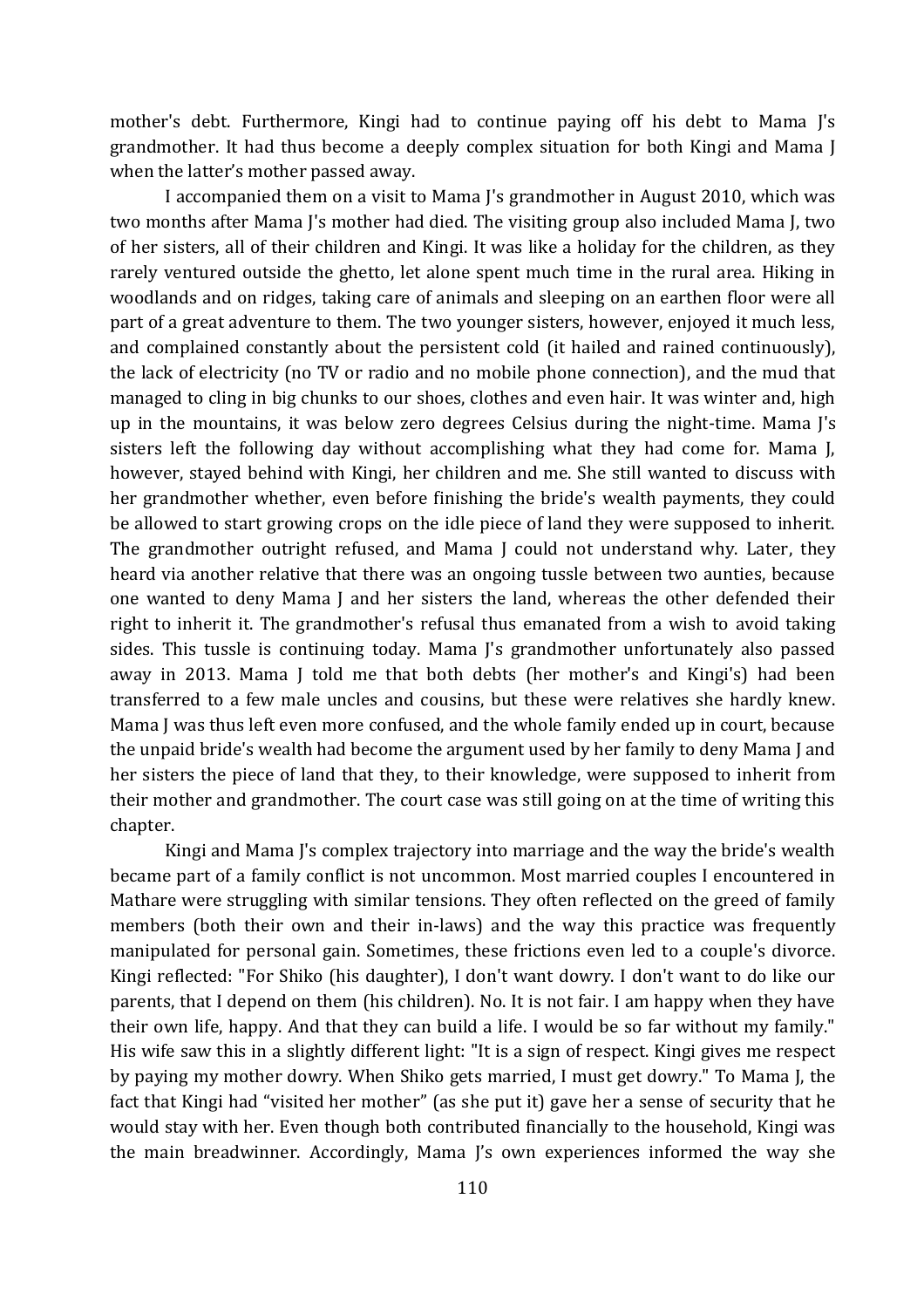mother's debt. Furthermore, Kingi had to continue paying off his debt to Mama J's grandmother. It had thus become a deeply complex situation for both Kingi and Mama J when the latter's mother passed away.

I accompanied them on a visit to Mama J's grandmother in August 2010, which was two months after Mama J's mother had died. The visiting group also included Mama J, two of her sisters, all of their children and Kingi. It was like a holiday for the children, as they rarely ventured outside the ghetto, let alone spent much time in the rural area. Hiking in woodlands and on ridges, taking care of animals and sleeping on an earthen floor were all part of a great adventure to them. The two younger sisters, however, enjoyed it much less, and complained constantly about the persistent cold (it hailed and rained continuously), the lack of electricity (no TV or radio and no mobile phone connection), and the mud that managed to cling in big chunks to our shoes, clothes and even hair. It was winter and, high up in the mountains, it was below zero degrees Celsius during the night-time. Mama J's sisters left the following day without accomplishing what they had come for. Mama J, however, stayed behind with Kingi, her children and me. She still wanted to discuss with her grandmother whether, even before finishing the bride's wealth payments, they could be allowed to start growing crops on the idle piece of land they were supposed to inherit. The grandmother outright refused, and Mama J could not understand why. Later, they heard via another relative that there was an ongoing tussle between two aunties, because one wanted to deny Mama J and her sisters the land, whereas the other defended their right to inherit it. The grandmother's refusal thus emanated from a wish to avoid taking sides. This tussle is continuing today. Mama J's grandmother unfortunately also passed away in 2013. Mama J told me that both debts (her mother's and Kingi's) had been transferred to a few male uncles and cousins, but these were relatives she hardly knew. Mama J was thus left even more confused, and the whole family ended up in court, because the unpaid bride's wealth had become the argument used by her family to deny Mama J and her sisters the piece of land that they, to their knowledge, were supposed to inherit from their mother and grandmother. The court case was still going on at the time of writing this chapter.

Kingi and Mama J's complex trajectory into marriage and the way the bride's wealth became part of a family conflict is not uncommon. Most married couples I encountered in Mathare were struggling with similar tensions. They often reflected on the greed of family members (both their own and their in-laws) and the way this practice was frequently manipulated for personal gain. Sometimes, these frictions even led to a couple's divorce. Kingi reflected: "For Shiko (his daughter), I don't want dowry. I don't want to do like our parents, that I depend on them (his children). No. It is not fair. I am happy when they have their own life, happy. And that they can build a life. I would be so far without my family." His wife saw this in a slightly different light: "It is a sign of respect. Kingi gives me respect by paying my mother dowry. When Shiko gets married, I must get dowry." To Mama J, the fact that Kingi had "visited her mother" (as she put it) gave her a sense of security that he would stay with her. Even though both contributed financially to the household, Kingi was the main breadwinner. Accordingly, Mama J's own experiences informed the way she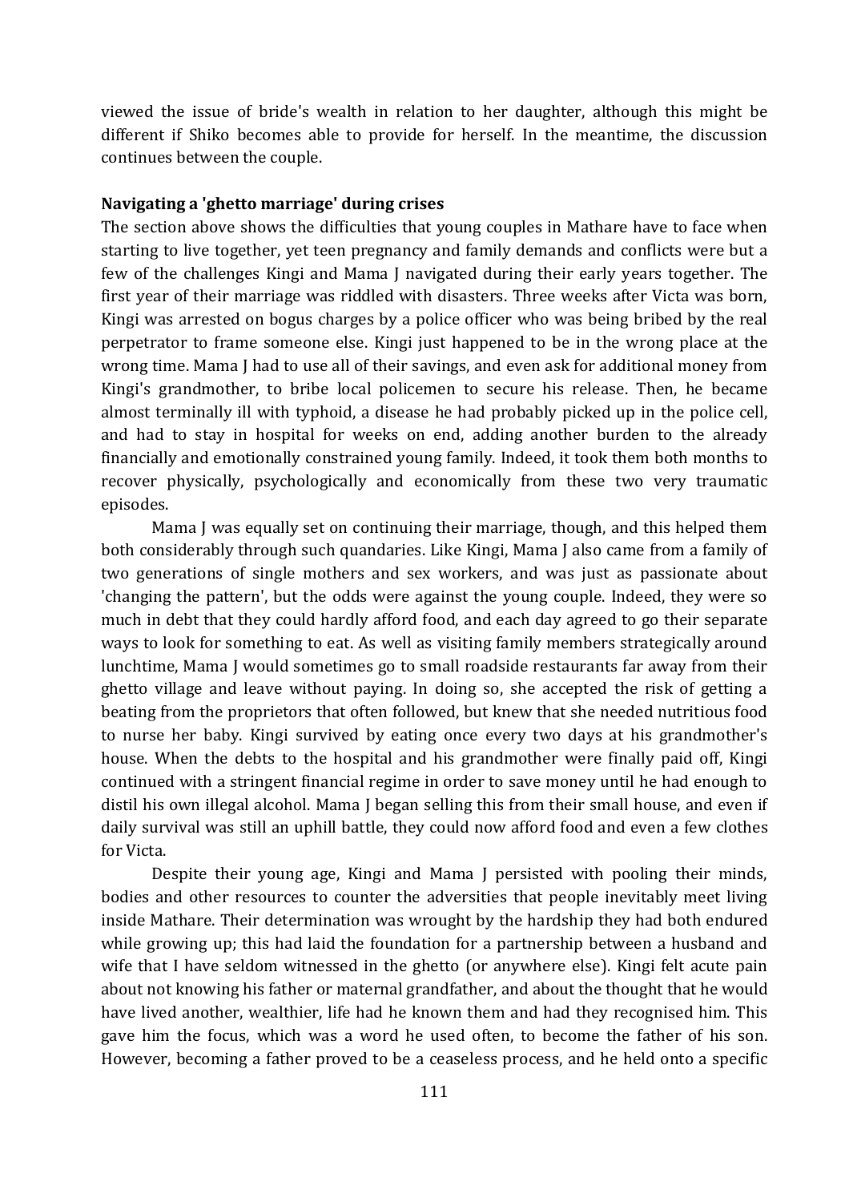viewed the issue of bride's wealth in relation to her daughter, although this might be different if Shiko becomes able to provide for herself. In the meantime, the discussion continues between the couple.

**Navigating a 'ghetto marriage' during crises**

The section above shows the difficulties that young couples in Mathare have to face when starting to live together, yet teen pregnancy and family demands and conflicts were but a few of the challenges Kingi and Mama J navigated during their early years together. The first year of their marriage was riddled with disasters. Three weeks after Victa was born, Kingi was arrested on bogus charges by a police officer who was being bribed by the real perpetrator to frame someone else. Kingi just happened to be in the wrong place at the wrong time. Mama J had to use all of their savings, and even ask for additional money from Kingi's grandmother, to bribe local policemen to secure his release. Then, he became almost terminally ill with typhoid, a disease he had probably picked up in the police cell, and had to stay in hospital for weeks on end, adding another burden to the already financially and emotionally constrained young family. Indeed, it took them both months to recover physically, psychologically and economically from these two very traumatic episodes.

Mama J was equally set on continuing their marriage, though, and this helped them both considerably through such quandaries. Like Kingi, Mama J also came from a family of two generations of single mothers and sex workers, and was just as passionate about 'changing the pattern', but the odds were against the young couple. Indeed, they were so much in debt that they could hardly afford food, and each day agreed to go their separate ways to look for something to eat. As well as visiting family members strategically around lunchtime, Mama J would sometimes go to small roadside restaurants far away from their ghetto village and leave without paying. In doing so, she accepted the risk of getting a beating from the proprietors that often followed, but knew that she needed nutritious food to nurse her baby. Kingi survived by eating once every two days at his grandmother's house. When the debts to the hospital and his grandmother were finally paid off, Kingi continued with a stringent financial regime in order to save money until he had enough to distil his own illegal alcohol. Mama J began selling this from their small house, and even if daily survival was still an uphill battle, they could now afford food and even a few clothes for Victa.

Despite their young age, Kingi and Mama J persisted with pooling their minds, bodies and other resources to counter the adversities that people inevitably meet living inside Mathare. Their determination was wrought by the hardship they had both endured while growing up; this had laid the foundation for a partnership between a husband and wife that I have seldom witnessed in the ghetto (or anywhere else). Kingi felt acute pain about not knowing his father or maternal grandfather, and about the thought that he would have lived another, wealthier, life had he known them and had they recognised him. This gave him the focus, which was a word he used often, to become the father of his son. However, becoming a father proved to be a ceaseless process, and he held onto a specific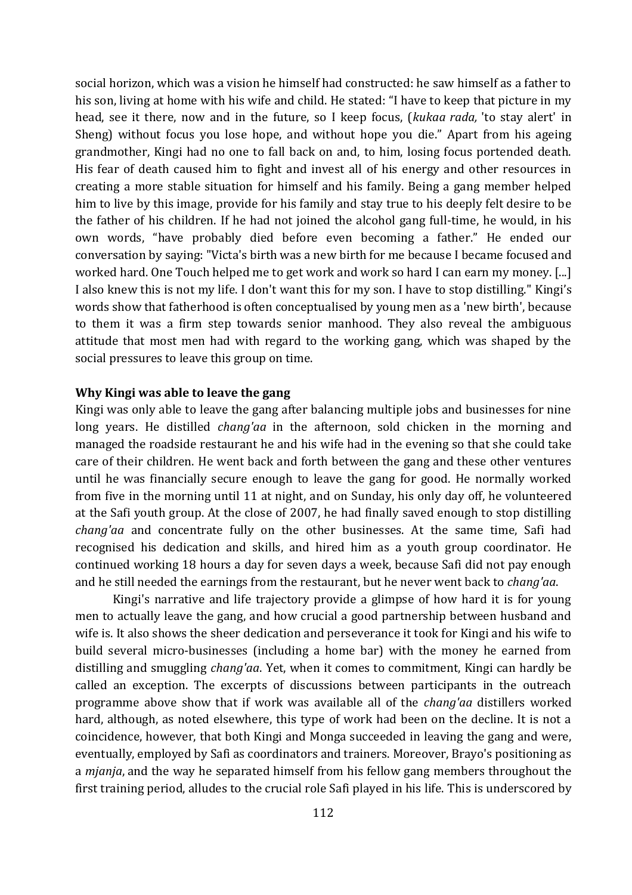social horizon, which was a vision he himself had constructed: he saw himself as a father to his son, living at home with his wife and child. He stated: "I have to keep that picture in my head, see it there, now and in the future, so I keep focus, (*kukaa rada,* 'to stay alert' in Sheng) without focus you lose hope, and without hope you die." Apart from his ageing grandmother, Kingi had no one to fall back on and, to him, losing focus portended death. His fear of death caused him to fight and invest all of his energy and other resources in creating a more stable situation for himself and his family. Being a gang member helped him to live by this image, provide for his family and stay true to his deeply felt desire to be the father of his children. If he had not joined the alcohol gang full-time, he would, in his own words, "have probably died before even becoming a father." He ended our conversation by saying: "Victa's birth was a new birth for me because I became focused and worked hard. One Touch helped me to get work and work so hard I can earn my money. [...] I also knew this is not my life. I don't want this for my son. I have to stop distilling." Kingi's words show that fatherhood is often conceptualised by young men as a 'new birth', because to them it was a firm step towards senior manhood. They also reveal the ambiguous attitude that most men had with regard to the working gang, which was shaped by the social pressures to leave this group on time.

**Why Kingi was able to leave the gang**

Kingi was only able to leave the gang after balancing multiple jobs and businesses for nine long years. He distilled *chang'aa* in the afternoon, sold chicken in the morning and managed the roadside restaurant he and his wife had in the evening so that she could take care of their children. He went back and forth between the gang and these other ventures until he was financially secure enough to leave the gang for good. He normally worked from five in the morning until 11 at night, and on Sunday, his only day off, he volunteered at the Safi youth group. At the close of 2007, he had finally saved enough to stop distilling *chang'aa* and concentrate fully on the other businesses. At the same time, Safi had recognised his dedication and skills, and hired him as a youth group coordinator. He continued working 18 hours a day for seven days a week, because Safi did not pay enough and he still needed the earnings from the restaurant, but he never went back to *chang'aa*.

Kingi's narrative and life trajectory provide a glimpse of how hard it is for young men to actually leave the gang, and how crucial a good partnership between husband and wife is. It also shows the sheer dedication and perseverance it took for Kingi and his wife to build several micro-businesses (including a home bar) with the money he earned from distilling and smuggling *chang'aa*. Yet, when it comes to commitment, Kingi can hardly be called an exception. The excerpts of discussions between participants in the outreach programme above show that if work was available all of the *chang'aa* distillers worked hard, although, as noted elsewhere, this type of work had been on the decline. It is not a coincidence, however, that both Kingi and Monga succeeded in leaving the gang and were, eventually, employed by Safi as coordinators and trainers. Moreover, Brayo's positioning as a *mjanja*, and the way he separated himself from his fellow gang members throughout the first training period, alludes to the crucial role Safi played in his life. This is underscored by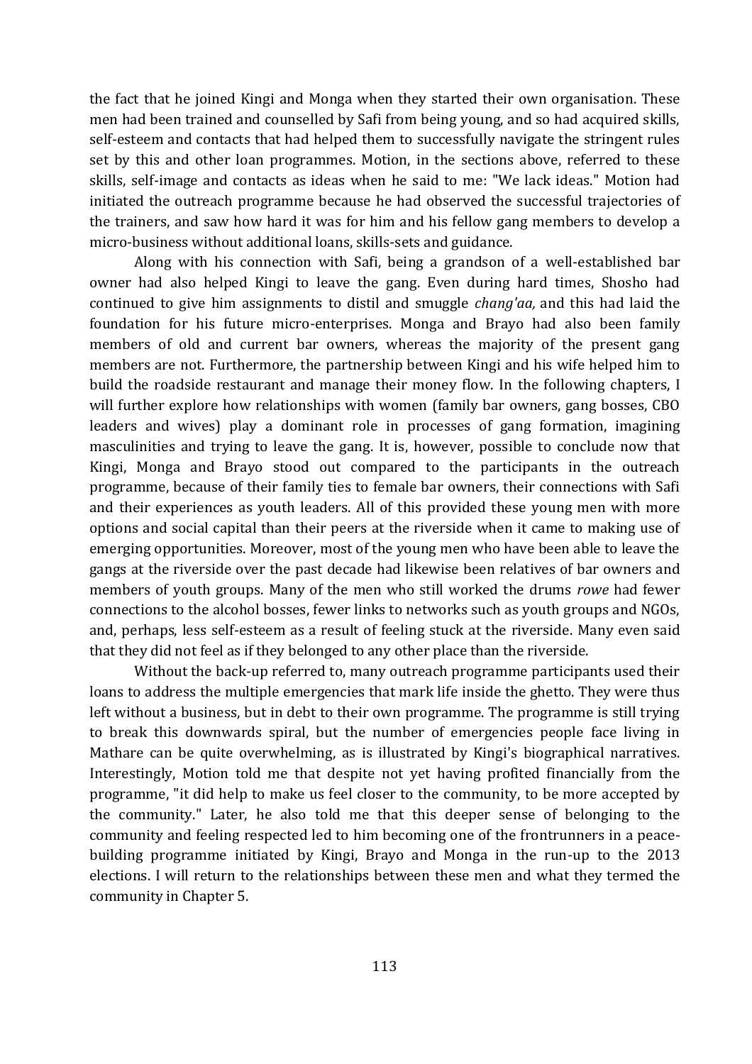the fact that he joined Kingi and Monga when they started their own organisation. These men had been trained and counselled by Safi from being young, and so had acquired skills, self-esteem and contacts that had helped them to successfully navigate the stringent rules set by this and other loan programmes. Motion, in the sections above, referred to these skills, self-image and contacts as ideas when he said to me: "We lack ideas." Motion had initiated the outreach programme because he had observed the successful trajectories of the trainers, and saw how hard it was for him and his fellow gang members to develop a micro-business without additional loans, skills-sets and guidance.

Along with his connection with Safi, being a grandson of a well-established bar owner had also helped Kingi to leave the gang. Even during hard times, Shosho had continued to give him assignments to distil and smuggle *chang'aa,* and this had laid the foundation for his future micro-enterprises. Monga and Brayo had also been family members of old and current bar owners, whereas the majority of the present gang members are not. Furthermore, the partnership between Kingi and his wife helped him to build the roadside restaurant and manage their money flow. In the following chapters, I will further explore how relationships with women (family bar owners, gang bosses, CBO leaders and wives) play a dominant role in processes of gang formation, imagining masculinities and trying to leave the gang. It is, however, possible to conclude now that Kingi, Monga and Brayo stood out compared to the participants in the outreach programme, because of their family ties to female bar owners, their connections with Safi and their experiences as youth leaders. All of this provided these young men with more options and social capital than their peers at the riverside when it came to making use of emerging opportunities. Moreover, most of the young men who have been able to leave the gangs at the riverside over the past decade had likewise been relatives of bar owners and members of youth groups. Many of the men who still worked the drums *rowe* had fewer connections to the alcohol bosses, fewer links to networks such as youth groups and NGOs, and, perhaps, less self-esteem as a result of feeling stuck at the riverside. Many even said that they did not feel as if they belonged to any other place than the riverside.

Without the back-up referred to, many outreach programme participants used their loans to address the multiple emergencies that mark life inside the ghetto. They were thus left without a business, but in debt to their own programme. The programme is still trying to break this downwards spiral, but the number of emergencies people face living in Mathare can be quite overwhelming, as is illustrated by Kingi's biographical narratives. Interestingly, Motion told me that despite not yet having profited financially from the programme, "it did help to make us feel closer to the community, to be more accepted by the community." Later, he also told me that this deeper sense of belonging to the community and feeling respected led to him becoming one of the frontrunners in a peace-building programme initiated by Kingi, Brayo and Monga in the run-up to the 2013 elections. I will return to the relationships between these men and what they termed the community in Chapter 5.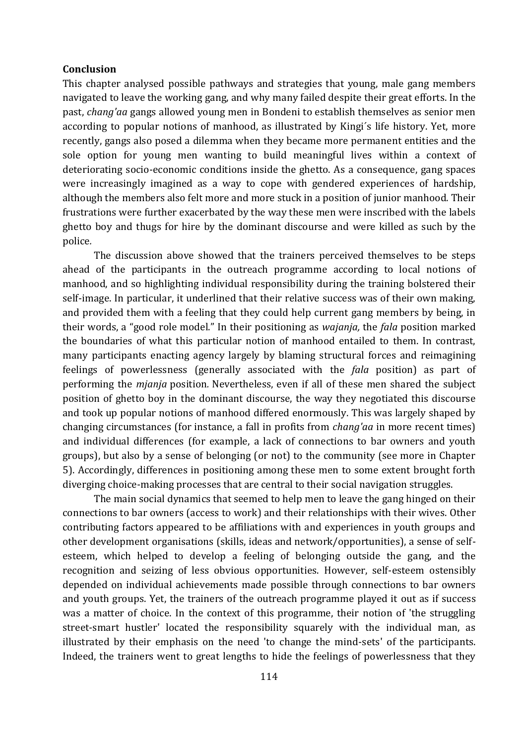**Conclusion**

This chapter analysed possible pathways and strategies that young, male gang members navigated to leave the working gang, and why many failed despite their great efforts. In the past, *chang'aa* gangs allowed young men in Bondeni to establish themselves as senior men according to popular notions of manhood, as illustrated by Kingi´s life history. Yet, more recently, gangs also posed a dilemma when they became more permanent entities and the sole option for young men wanting to build meaningful lives within a context of deteriorating socio-economic conditions inside the ghetto. As a consequence, gang spaces were increasingly imagined as a way to cope with gendered experiences of hardship, although the members also felt more and more stuck in a position of junior manhood. Their frustrations were further exacerbated by the way these men were inscribed with the labels ghetto boy and thugs for hire by the dominant discourse and were killed as such by the police.

The discussion above showed that the trainers perceived themselves to be steps ahead of the participants in the outreach programme according to local notions of manhood, and so highlighting individual responsibility during the training bolstered their self-image. In particular, it underlined that their relative success was of their own making, and provided them with a feeling that they could help current gang members by being, in their words, a "good role model." In their positioning as *wajanja,* the *fala* position marked the boundaries of what this particular notion of manhood entailed to them. In contrast, many participants enacting agency largely by blaming structural forces and reimagining feelings of powerlessness (generally associated with the *fala* position) as part of performing the *mjanja* position. Nevertheless, even if all of these men shared the subject position of ghetto boy in the dominant discourse, the way they negotiated this discourse and took up popular notions of manhood differed enormously. This was largely shaped by changing circumstances (for instance, a fall in profits from *chang'aa* in more recent times) and individual differences (for example, a lack of connections to bar owners and youth groups), but also by a sense of belonging (or not) to the community (see more in Chapter 5). Accordingly, differences in positioning among these men to some extent brought forth diverging choice-making processes that are central to their social navigation struggles.

The main social dynamics that seemed to help men to leave the gang hinged on their connections to bar owners (access to work) and their relationships with their wives. Other contributing factors appeared to be affiliations with and experiences in youth groups and other development organisations (skills, ideas and network/opportunities), a sense of self-esteem, which helped to develop a feeling of belonging outside the gang, and the recognition and seizing of less obvious opportunities. However, self-esteem ostensibly depended on individual achievements made possible through connections to bar owners and youth groups. Yet, the trainers of the outreach programme played it out as if success was a matter of choice. In the context of this programme, their notion of 'the struggling street-smart hustler' located the responsibility squarely with the individual man, as illustrated by their emphasis on the need 'to change the mind-sets' of the participants. Indeed, the trainers went to great lengths to hide the feelings of powerlessness that they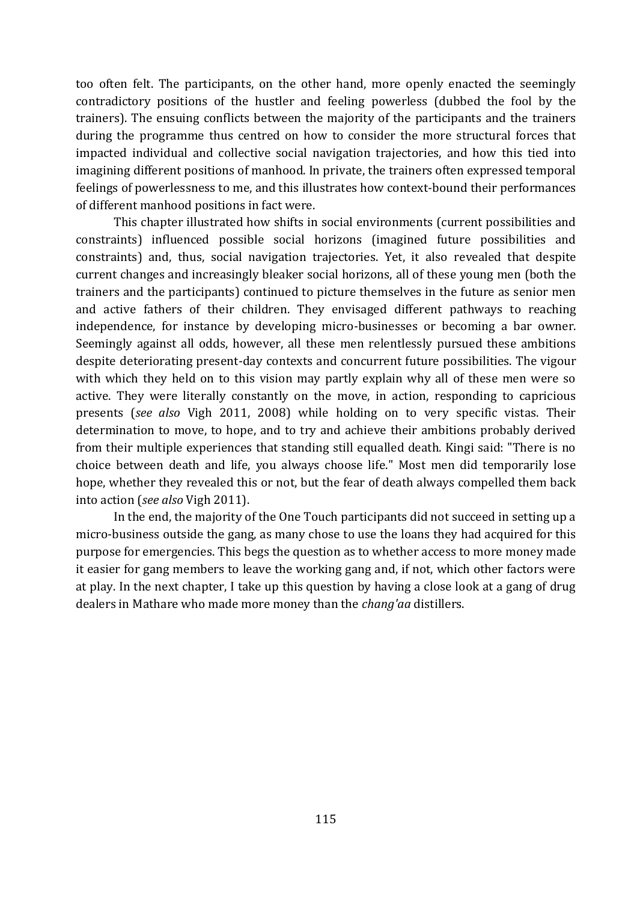too often felt. The participants, on the other hand, more openly enacted the seemingly contradictory positions of the hustler and feeling powerless (dubbed the fool by the trainers). The ensuing conflicts between the majority of the participants and the trainers during the programme thus centred on how to consider the more structural forces that impacted individual and collective social navigation trajectories, and how this tied into imagining different positions of manhood. In private, the trainers often expressed temporal feelings of powerlessness to me, and this illustrates how context-bound their performances of different manhood positions in fact were.

This chapter illustrated how shifts in social environments (current possibilities and constraints) influenced possible social horizons (imagined future possibilities and constraints) and, thus, social navigation trajectories. Yet, it also revealed that despite current changes and increasingly bleaker social horizons, all of these young men (both the trainers and the participants) continued to picture themselves in the future as senior men and active fathers of their children. They envisaged different pathways to reaching independence, for instance by developing micro-businesses or becoming a bar owner. Seemingly against all odds, however, all these men relentlessly pursued these ambitions despite deteriorating present-day contexts and concurrent future possibilities. The vigour with which they held on to this vision may partly explain why all of these men were so active. They were literally constantly on the move, in action, responding to capricious presents (*see also* Vigh 2011, 2008) while holding on to very specific vistas. Their determination to move, to hope, and to try and achieve their ambitions probably derived from their multiple experiences that standing still equalled death. Kingi said: "There is no choice between death and life, you always choose life." Most men did temporarily lose hope, whether they revealed this or not, but the fear of death always compelled them back into action (*see also* Vigh 2011).

In the end, the majority of the One Touch participants did not succeed in setting up a micro-business outside the gang, as many chose to use the loans they had acquired for this purpose for emergencies. This begs the question as to whether access to more money made it easier for gang members to leave the working gang and, if not, which other factors were at play. In the next chapter, I take up this question by having a close look at a gang of drug dealers in Mathare who made more money than the *chang'aa* distillers.